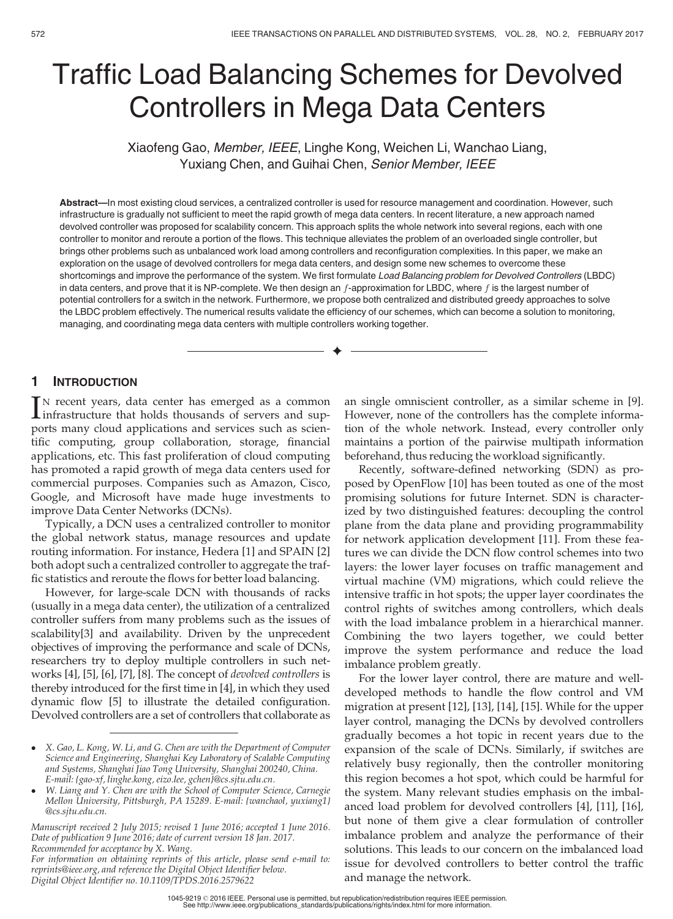# Traffic Load Balancing Schemes for Devolved Controllers in Mega Data Centers

Xiaofeng Gao, *Member, IEEE*, Linghe Kong, Weichen Li, Wanchao Liang, Yuxiang Chen, and Guihai Chen, *Senior Member, IEEE*

**Abstract**—In most existing cloud services, a centralized controller is used for resource management and coordination. However, such infrastructure is gradually not sufficient to meet the rapid growth of mega data centers. In recent literature, a new approach named devolved controller was proposed for scalability concern. This approach splits the whole network into several regions, each with one controller to monitor and reroute a portion of the flows. This technique alleviates the problem of an overloaded single controller, but brings other problems such as unbalanced work load among controllers and reconfiguration complexities. In this paper, we make an exploration on the usage of devolved controllers for mega data centers, and design some new schemes to overcome these shortcomings and improve the performance of the system. We first formulate *Load Balancing problem for Devolved Controllers* (LBDC) in data centers, and prove that it is NP-complete. We then design an $f$-approximation for LBDC, where $f$ is the largest number of potential controllers for a switch in the network. Furthermore, we propose both centralized and distributed greedy approaches to solve the LBDC problem effectively. The numerical results validate the efficiency of our schemes, which can become a solution to monitoring, managing, and coordinating mega data centers with multiple controllers working together.

## 1 Introduction

In recent years, data center has emerged as a common infrastructure that holds thousands of servers and supports many cloud applications and services such as scientific computing, group collaboration, storage, financial applications, etc. This fast proliferation of cloud computing has promoted a rapid growth of mega data centers used for commercial purposes. Companies such as Amazon, Cisco, Google, and Microsoft have made huge investments to improve Data Center Networks (DCNs).

Typically, a DCN uses a centralized controller to monitor the global network status, manage resources and update routing information. For instance, Hedera [1] and SPAIN [2] both adopt such a centralized controller to aggregate the traffic statistics and reroute the flows for better load balancing.

However, for large-scale DCN with thousands of racks (usually in a mega data center), the utilization of a centralized controller suffers from many problems such as the issues of scalability[3] and availability. Driven by the unprecedent objectives of improving the performance and scale of DCNs, researchers try to deploy multiple controllers in such networks [4], [5], [6], [7], [8]. The concept of *devolved controllers* is thereby introduced for the first time in [4], in which they used dynamic flow [5] to illustrate the detailed configuration. Devolved controllers are a set of controllers that collaborate as an single omniscient controller, as a similar scheme in [9]. However, none of the controllers has the complete information of the whole network. Instead, every controller only maintains a portion of the pairwise multipath information beforehand, thus reducing the workload significantly.

Recently, software-defined networking (SDN) as proposed by OpenFlow [10] has been touted as one of the most promising solutions for future Internet. SDN is characterized by two distinguished features: decoupling the control plane from the data plane and providing programmability for network application development [11]. From these features we can divide the DCN flow control schemes into two layers: the lower layer focuses on traffic management and virtual machine (VM) migrations, which could relieve the intensive traffic in hot spots; the upper layer coordinates the control rights of switches among controllers, which deals with the load imbalance problem in a hierarchical manner. Combining the two layers together, we could better improve the system performance and reduce the load imbalance problem greatly.

For the lower layer control, there are mature and well-developed methods to handle the flow control and VM migration at present [12], [13], [14], [15]. While for the upper layer control, managing the DCNs by devolved controllers gradually becomes a hot topic in recent years due to the expansion of the scale of DCNs. Similarly, if switches are relatively busy regionally, then the controller monitoring this region becomes a hot spot, which could be harmful for the system. Many relevant studies emphasis on the imbalanced load problem for devolved controllers [4], [11], [16], but none of them give a clear formulation of controller imbalance problem and analyze the performance of their solutions. This leads to our concern on the imbalanced load issue for devolved controllers to better control the traffic and manage the network.

- X. Gao, L. Kong, W. Li, and G. Chen are with the Department of Computer Science and Engineering, Shanghai Key Laboratory of Scalable Computing and Systems, Shanghai Jiao Tong University, Shanghai 200240, China. E-mail: {gao-xf, linghe.kong, eizo.lee, gchen}@cs.sjtu.edu.cn.
- W. Liang and Y. Chen are with the School of Computer Science, Carnegie Mellon University, Pittsburgh, PA 15289. E-mail: {wanchaol, yuxiang1}@cs.sjtu.edu.cn.

Manuscript received 2 July 2015; revised 1 June 2016; accepted 1 June 2016. Date of publication 9 June 2016; date of current version 18 Jan. 2017.
Recommended for acceptance by X. Wang.
For information on obtaining reprints of this article, please send e-mail to: reprints@ieee.org, and reference the Digital Object Identifier below.
Digital Object Identifier no. 10.1109/TPDS.2016.2579622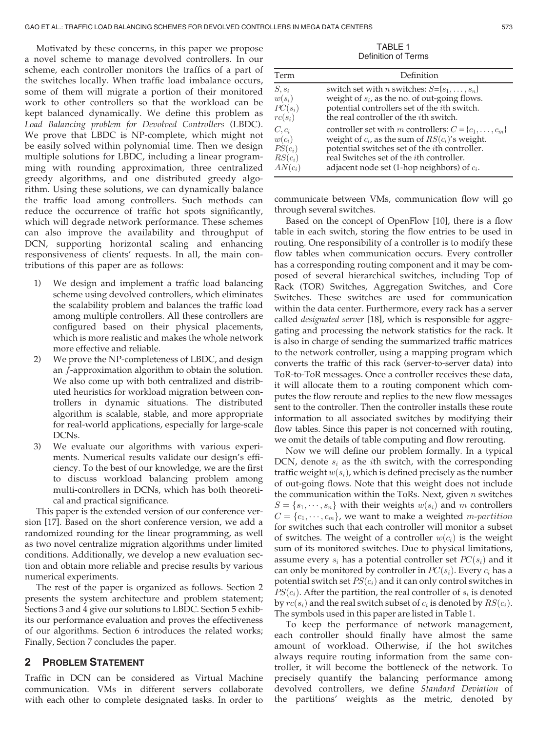Motivated by these concerns, in this paper we propose a novel scheme to manage devolved controllers. In our scheme, each controller monitors the traffics of a part of the switches locally. When traffic load imbalance occurs, some of them will migrate a portion of their monitored work to other controllers so that the workload can be kept balanced dynamically. We define this problem as *Load Balancing problem for Devolved Controllers* (LBDC). We prove that LBDC is NP-complete, which might not be easily solved within polynomial time. Then we design multiple solutions for LBDC, including a linear programming with rounding approximation, three centralized greedy algorithms, and one distributed greedy algorithm. Using these solutions, we can dynamically balance the traffic load among controllers. Such methods can reduce the occurrence of traffic hot spots significantly, which will degrade network performance. These schemes can also improve the availability and throughput of DCN, supporting horizontal scaling and enhancing responsiveness of clients' requests. In all, the main contributions of this paper are as follows:

1) We design and implement a traffic load balancing scheme using devolved controllers, which eliminates the scalability problem and balances the traffic load among multiple controllers. All these controllers are configured based on their physical placements, which is more realistic and makes the whole network more effective and reliable.
2) We prove the NP-completeness of LBDC, and design an $f$-approximation algorithm to obtain the solution. We also come up with both centralized and distributed heuristics for workload migration between controllers in dynamic situations. The distributed algorithm is scalable, stable, and more appropriate for real-world applications, especially for large-scale DCNs.
3) We evaluate our algorithms with various experiments. Numerical results validate our design's efficiency. To the best of our knowledge, we are the first to discuss workload balancing problem among multi-controllers in DCNs, which has both theoretical and practical significance.

This paper is the extended version of our conference version [17]. Based on the short conference version, we add a randomized rounding for the linear programming, as well as two novel centralize migration algorithms under limited conditions. Additionally, we develop a new evaluation section and obtain more reliable and precise results by various numerical experiments.

The rest of the paper is organized as follows. Section 2 presents the system architecture and problem statement; Sections 3 and 4 give our solutions to LBDC. Section 5 exhibits our performance evaluation and proves the effectiveness of our algorithms. Section 6 introduces the related works; Finally, Section 7 concludes the paper.

## 2 Problem Statement

Traffic in DCN can be considered as Virtual Machine communication. VMs in different servers collaborate with each other to complete designated tasks. In order to communicate between VMs, communication flow will go through several switches.

TABLE 1
Definition of Terms

| Term | Definition |
|---|---|
| $S, s_i$ | switch set with $n$ switches: $S=\{s_1, \ldots, s_n\}$ |
| $w(s_i)$ | weight of $s_i$, as the no. of out-going flows. |
| $PC(s_i)$ | potential controllers set of the $i$th switch. |
| $rc(s_i)$ | the real controller of the $i$th switch. |
| $C, c_i$ | controller set with $m$ controllers: $C = \{c_1, \ldots, c_m\}$ |
| $w(c_i)$ | weight of $c_i$, as the sum of $RS(c_i)$'s weight. |
| $PS(c_i)$ | potential switches set of the $i$th controller. |
| $RS(c_i)$ | real Switches set of the $i$th controller. |
| $AN(c_i)$ | adjacent node set (1-hop neighbors) of $c_i$. |

Based on the concept of OpenFlow [10], there is a flow table in each switch, storing the flow entries to be used in routing. One responsibility of a controller is to modify these flow tables when communication occurs. Every controller has a corresponding routing component and it may be composed of several hierarchical switches, including Top of Rack (TOR) Switches, Aggregation Switches, and Core Switches. These switches are used for communication within the data center. Furthermore, every rack has a server called *designated server* [18], which is responsible for aggregating and processing the network statistics for the rack. It is also in charge of sending the summarized traffic matrices to the network controller, using a mapping program which converts the traffic of this rack (server-to-server data) into ToR-to-ToR messages. Once a controller receives these data, it will allocate them to a routing component which computes the flow reroute and replies to the new flow messages sent to the controller. Then the controller installs these route information to all associated switches by modifying their flow tables. Since this paper is not concerned with routing, we omit the details of table computing and flow rerouting.

Now we will define our problem formally. In a typical DCN, denote $s_i$ as the $i$th switch, with the corresponding traffic weight $w(s_i)$, which is defined precisely as the number of out-going flows. Note that this weight does not include the communication within the ToRs. Next, given $n$ switches $S = \{s_1, \cdots, s_n\}$ with their weights $w(s_i)$ and $m$ controllers $C = \{c_1, \cdots, c_m\}$, we want to make a weighted $m$-$partition$ for switches such that each controller will monitor a subset of switches. The weight of a controller $w(c_i)$ is the weight sum of its monitored switches. Due to physical limitations, assume every $s_i$ has a potential controller set $PC(s_i)$ and it can only be monitored by controller in $PC(s_i)$. Every $c_i$ has a potential switch set $PS(c_i)$ and it can only control switches in $PS(c_i)$. After the partition, the real controller of $s_i$ is denoted by $rc(s_i)$ and the real switch subset of $c_i$ is denoted by $RS(c_i)$. The symbols used in this paper are listed in Table 1.

To keep the performance of network management, each controller should finally have almost the same amount of workload. Otherwise, if the hot switches always require routing information from the same controller, it will become the bottleneck of the network. To precisely quantify the balancing performance among devolved controllers, we define *Standard Deviation* of the partitions' weights as the metric, denoted by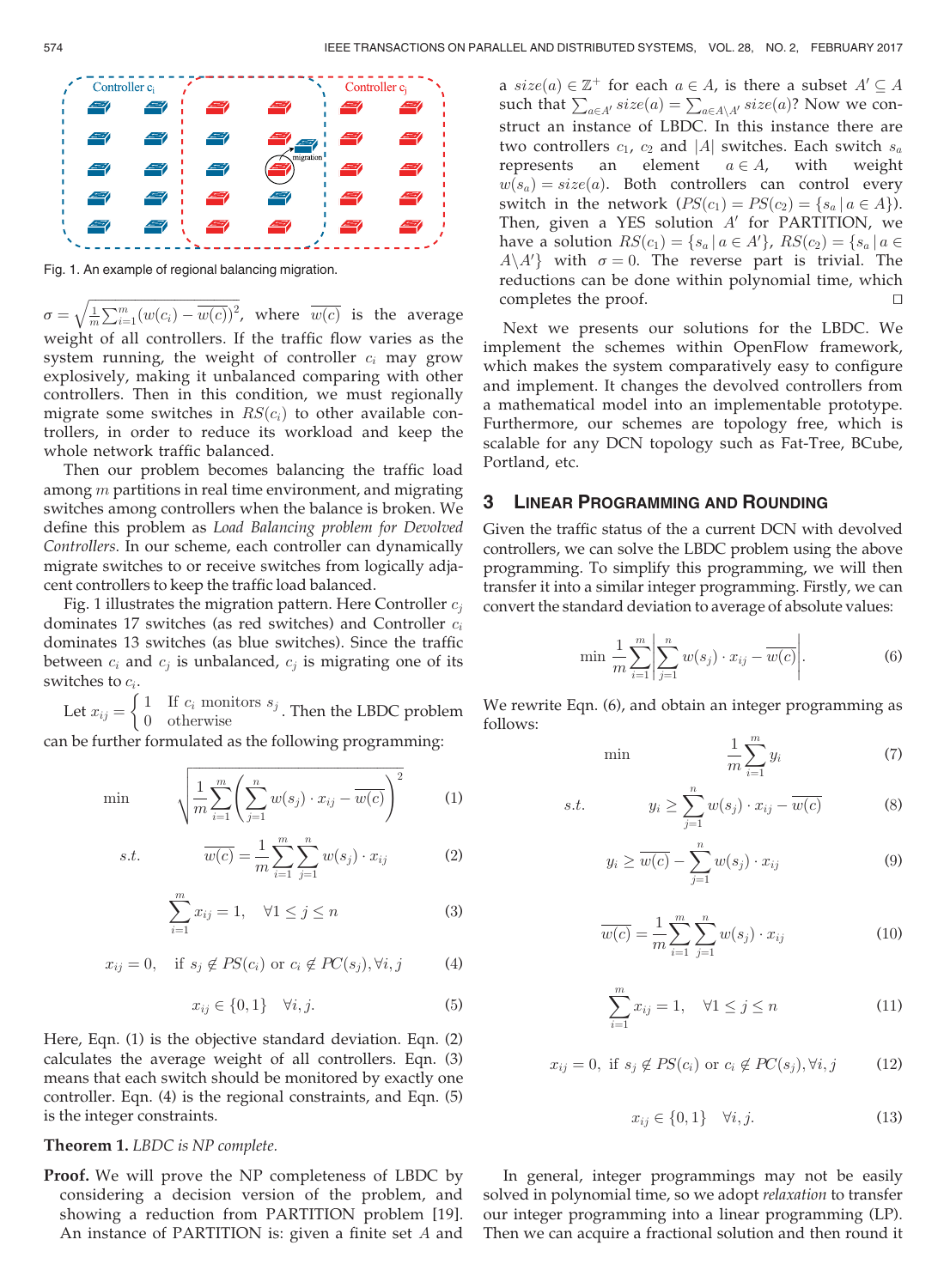Fig. 1. An example of regional balancing migration.

$\sigma = \sqrt{\frac{1}{m}\sum_{i=1}^{m}(w(c_i) - \overline{w(c)})^2}$, where $\overline{w(c)}$ is the average weight of all controllers. If the traffic flow varies as the system running, the weight of controller $c_i$ may grow explosively, making it unbalanced comparing with other controllers. Then in this condition, we must regionally migrate some switches in $RS(c_i)$ to other available controllers, in order to reduce its workload and keep the whole network traffic balanced.

Then our problem becomes balancing the traffic load among $m$ partitions in real time environment, and migrating switches among controllers when the balance is broken. We define this problem as *Load Balancing problem for Devolved Controllers*. In our scheme, each controller can dynamically migrate switches to or receive switches from logically adjacent controllers to keep the traffic load balanced.

Fig. 1 illustrates the migration pattern. Here Controller $c_j$ dominates 17 switches (as red switches) and Controller $c_i$ dominates 13 switches (as blue switches). Since the traffic between $c_i$ and $c_j$ is unbalanced, $c_j$ is migrating one of its switches to $c_i$.

Let $x_{ij} = \begin{cases} 1 & \text{If } c_i \text{ monitors } s_j \\ 0 & \text{otherwise} \end{cases}$. Then the LBDC problem can be further formulated as the following programming:

$$\min \quad \sqrt{\frac{1}{m}\sum_{i=1}^{m}\left(\sum_{j=1}^{n} w(s_j)\cdot x_{ij} - \overline{w(c)}\right)^2} \tag{1}$$

$$s.t. \quad \overline{w(c)} = \frac{1}{m}\sum_{i=1}^{m}\sum_{j=1}^{n} w(s_j)\cdot x_{ij} \tag{2}$$

$$\sum_{i=1}^{m} x_{ij} = 1, \quad \forall 1 \le j \le n \tag{3}$$

$$x_{ij} = 0, \quad \text{if } s_j \notin PS(c_i) \text{ or } c_i \notin PC(s_j), \forall i, j \tag{4}$$

$$x_{ij} \in \{0, 1\} \quad \forall i, j. \tag{5}$$

Here, Eqn. (1) is the objective standard deviation. Eqn. (2) calculates the average weight of all controllers. Eqn. (3) means that each switch should be monitored by exactly one controller. Eqn. (4) is the regional constraints, and Eqn. (5) is the integer constraints.

**Theorem 1.** *LBDC is NP complete.*

**Proof.** We will prove the NP completeness of LBDC by considering a decision version of the problem, and showing a reduction from PARTITION problem [19]. An instance of PARTITION is: given a finite set $A$ and a $size(a) \in \mathbb{Z}^+$ for each $a \in A$, is there a subset $A' \subseteq A$ such that $\sum_{a\in A'} size(a) = \sum_{a \in A\setminus A'} size(a)$? Now we construct an instance of LBDC. In this instance there are two controllers $c_1$, $c_2$ and $|A|$ switches. Each switch $s_a$ represents an element $a \in A$, with weight $w(s_a) = size(a)$. Both controllers can control every switch in the network ($PS(c_1) = PS(c_2) = \{s_a \mid a \in A\}$). Then, given a YES solution $A'$ for PARTITION, we have a solution $RS(c_1) = \{s_a \mid a \in A'\}$, $RS(c_2) = \{s_a \mid a \in A\setminus A'\}$ with $\sigma = 0$. The reverse part is trivial. The reductions can be done within polynomial time, which completes the proof. □

Next we presents our solutions for the LBDC. We implement the schemes within OpenFlow framework, which makes the system comparatively easy to configure and implement. It changes the devolved controllers from a mathematical model into an implementable prototype. Furthermore, our schemes are topology free, which is scalable for any DCN topology such as Fat-Tree, BCube, Portland, etc.

## 3 Linear Programming and Rounding

Given the traffic status of the a current DCN with devolved controllers, we can solve the LBDC problem using the above programming. To simplify this programming, we will then transfer it into a similar integer programming. Firstly, we can convert the standard deviation to average of absolute values:

$$\min \ \frac{1}{m}\sum_{i=1}^{m}\left|\sum_{j=1}^{n} w(s_j)\cdot x_{ij} - \overline{w(c)}\right|. \tag{6}$$

We rewrite Eqn. (6), and obtain an integer programming as follows:

$$\min \quad \frac{1}{m}\sum_{i=1}^{m} y_i \tag{7}$$

$$s.t. \quad y_i \ge \sum_{j=1}^{n} w(s_j)\cdot x_{ij} - \overline{w(c)} \tag{8}$$

$$y_i \ge \overline{w(c)} - \sum_{j=1}^{n} w(s_j)\cdot x_{ij} \tag{9}$$

$$\overline{w(c)} = \frac{1}{m}\sum_{i=1}^{m}\sum_{j=1}^{n} w(s_j)\cdot x_{ij} \tag{10}$$

$$\sum_{i=1}^{m} x_{ij} = 1, \quad \forall 1 \le j \le n \tag{11}$$

$$x_{ij} = 0, \ \text{if } s_j \notin PS(c_i) \text{ or } c_i \notin PC(s_j), \forall i, j \tag{12}$$

$$x_{ij} \in \{0, 1\} \quad \forall i, j. \tag{13}$$

In general, integer programmings may not be easily solved in polynomial time, so we adopt *relaxation* to transfer our integer programming into a linear programming (LP). Then we can acquire a fractional solution and then round it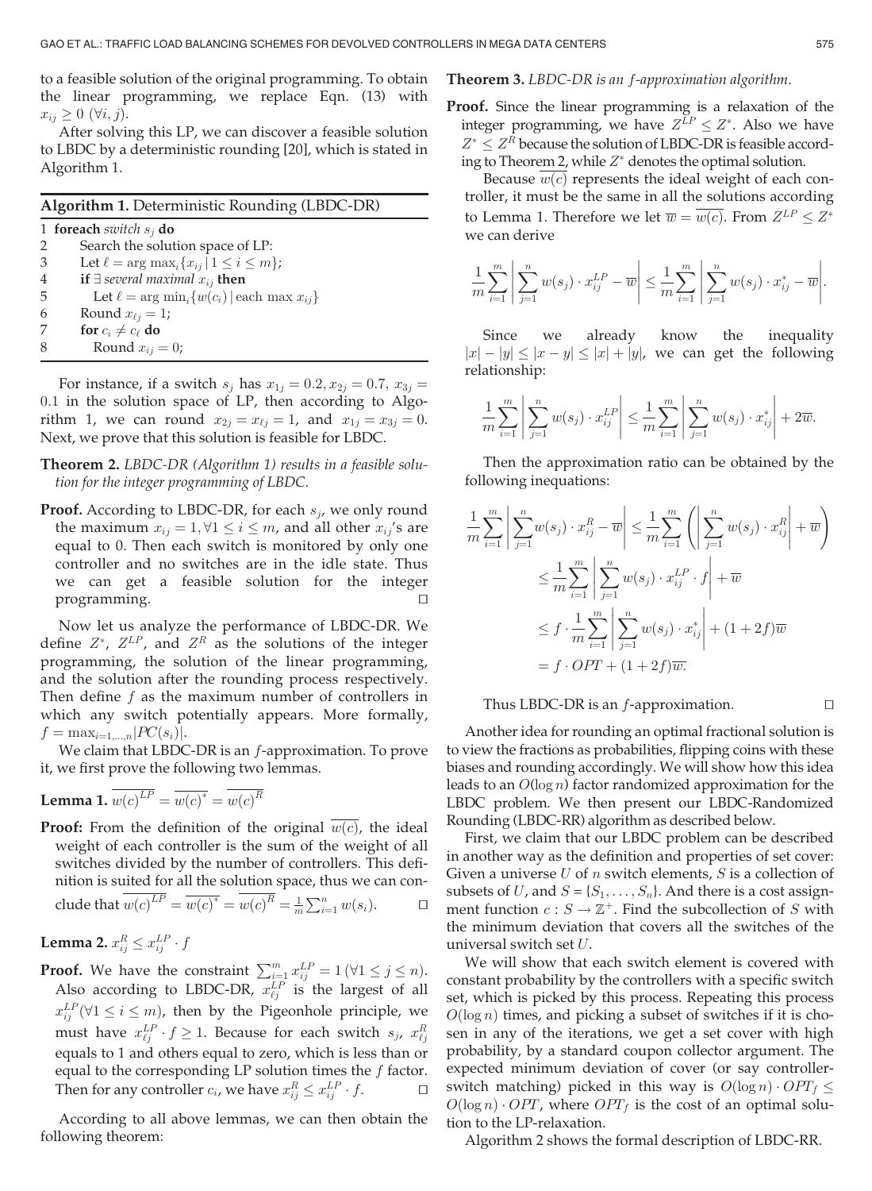to a feasible solution of the original programming. To obtain the linear programming, we replace Eqn. (13) with $x_{ij} \geq 0$ $(\forall i, j)$.

After solving this LP, we can discover a feasible solution to LBDC by a deterministic rounding [20], which is stated in Algorithm 1.

**Algorithm 1.** Deterministic Rounding (LBDC-DR)

```
1 foreach switch s_j do
2     Search the solution space of LP:
3     Let ℓ = arg max_i{x_ij | 1 ≤ i ≤ m};
4     if ∃ several maximal x_ij then
5         Let ℓ = arg min_i{w(c_i) | each max x_ij}
6     Round x_ℓj = 1;
7     for c_i ≠ c_ℓ do
8         Round x_ij = 0;
```

For instance, if a switch $s_j$ has $x_{1j} = 0.2, x_{2j} = 0.7$, $x_{3j} = 0.1$ in the solution space of LP, then according to Algorithm 1, we can round $x_{2j} = x_{\ell j} = 1$, and $x_{1j} = x_{3j} = 0$. Next, we prove that this solution is feasible for LBDC.

**Theorem 2.** *LBDC-DR (Algorithm 1) results in a feasible solution for the integer programming of LBDC.*

**Proof.** According to LBDC-DR, for each $s_j$, we only round the maximum $x_{ij} = 1, \forall 1 \leq i \leq m$, and all other $x_{ij}$'s are equal to 0. Then each switch is monitored by only one controller and no switches are in the idle state. Thus we can get a feasible solution for the integer programming. □

Now let us analyze the performance of LBDC-DR. We define $Z^*$, $Z^{LP}$, and $Z^R$ as the solutions of the integer programming, the solution of the linear programming, and the solution after the rounding process respectively. Then define $f$ as the maximum number of controllers in which any switch potentially appears. More formally, $f = \max_{i=1,\ldots,n}|PC(s_i)|$.

We claim that LBDC-DR is an $f$-approximation. To prove it, we first prove the following two lemmas.

**Lemma 1.** $\overline{w(c)}^{LP} = \overline{w(c)}^{*} = \overline{w(c)}^{R}$

**Proof:** From the definition of the original $\overline{w(c)}$, the ideal weight of each controller is the sum of the weight of all switches divided by the number of controllers. This definition is suited for all the solution space, thus we can conclude that $\overline{w(c)}^{LP} = \overline{w(c)}^{*} = \overline{w(c)}^{R} = \frac{1}{m}\sum_{i=1}^{n} w(s_i)$. □

**Lemma 2.** $x_{ij}^R \leq x_{ij}^{LP} \cdot f$

**Proof.** We have the constraint $\sum_{i=1}^{m} x_{ij}^{LP} = 1$ $(\forall 1 \leq j \leq n)$. Also according to LBDC-DR, $x_{\ell j}^{LP}$ is the largest of all $x_{ij}^{LP} (\forall 1 \leq i \leq m)$, then by the Pigeonhole principle, we must have $x_{\ell j}^{LP} \cdot f \geq 1$. Because for each switch $s_j$, $x_{\ell j}^R$ equals to 1 and others equal to zero, which is less than or equal to the corresponding LP solution times the $f$ factor. Then for any controller $c_i$, we have $x_{ij}^R \leq x_{ij}^{LP} \cdot f$. □

According to all above lemmas, we can then obtain the following theorem:

**Theorem 3.** *LBDC-DR is an $f$-approximation algorithm.*

**Proof.** Since the linear programming is a relaxation of the integer programming, we have $Z^{LP} \leq Z^*$. Also we have $Z^* \leq Z^R$ because the solution of LBDC-DR is feasible according to Theorem 2, while $Z^*$ denotes the optimal solution.

Because $\overline{w(c)}$ represents the ideal weight of each controller, it must be the same in all the solutions according to Lemma 1. Therefore we let $\overline{w} = \overline{w(c)}$. From $Z^{LP} \leq Z^*$ we can derive

$$\frac{1}{m}\sum_{i=1}^{m}\left|\sum_{j=1}^{n} w(s_j) \cdot x_{ij}^{LP} - \overline{w}\right| \leq \frac{1}{m}\sum_{i=1}^{m}\left|\sum_{j=1}^{n} w(s_j) \cdot x_{ij}^{*} - \overline{w}\right|.$$

Since we already know the inequality $|x| - |y| \leq |x - y| \leq |x| + |y|$, we can get the following relationship:

$$\frac{1}{m}\sum_{i=1}^{m}\left|\sum_{j=1}^{n} w(s_j) \cdot x_{ij}^{LP}\right| \leq \frac{1}{m}\sum_{i=1}^{m}\left|\sum_{j=1}^{n} w(s_j) \cdot x_{ij}^{*}\right| + 2\overline{w}.$$

Then the approximation ratio can be obtained by the following inequations:

$$\begin{aligned}
\frac{1}{m}\sum_{i=1}^{m}\left|\sum_{j=1}^{n} w(s_j) \cdot x_{ij}^{R} - \overline{w}\right| &\leq \frac{1}{m}\sum_{i=1}^{m}\left(\left|\sum_{j=1}^{n} w(s_j) \cdot x_{ij}^{R}\right| + \overline{w}\right) \\
&\leq \frac{1}{m}\sum_{i=1}^{m}\left|\sum_{j=1}^{n} w(s_j) \cdot x_{ij}^{LP} \cdot f\right| + \overline{w} \\
&\leq f \cdot \frac{1}{m}\sum_{i=1}^{m}\left|\sum_{j=1}^{n} w(s_j) \cdot x_{ij}^{*}\right| + (1 + 2f)\overline{w} \\
&= f \cdot OPT + (1 + 2f)\overline{w}.
\end{aligned}$$

Thus LBDC-DR is an $f$-approximation. □

Another idea for rounding an optimal fractional solution is to view the fractions as probabilities, flipping coins with these biases and rounding accordingly. We will show how this idea leads to an $O(\log n)$ factor randomized approximation for the LBDC problem. We then present our LBDC-Randomized Rounding (LBDC-RR) algorithm as described below.

First, we claim that our LBDC problem can be described in another way as the definition and properties of set cover: Given a universe $U$ of $n$ switch elements, $S$ is a collection of subsets of $U$, and $S = \{S_1, \ldots, S_n\}$. And there is a cost assignment function $c : S \rightarrow \mathbb{Z}^+$. Find the subcollection of $S$ with the minimum deviation that covers all the switches of the universal switch set $U$.

We will show that each switch element is covered with constant probability by the controllers with a specific switch set, which is picked by this process. Repeating this process $O(\log n)$ times, and picking a subset of switches if it is chosen in any of the iterations, we get a set cover with high probability, by a standard coupon collector argument. The expected minimum deviation of cover (or say controller-switch matching) picked in this way is $O(\log n) \cdot OPT_f \leq O(\log n) \cdot OPT$, where $OPT_f$ is the cost of an optimal solution to the LP-relaxation.

Algorithm 2 shows the formal description of LBDC-RR.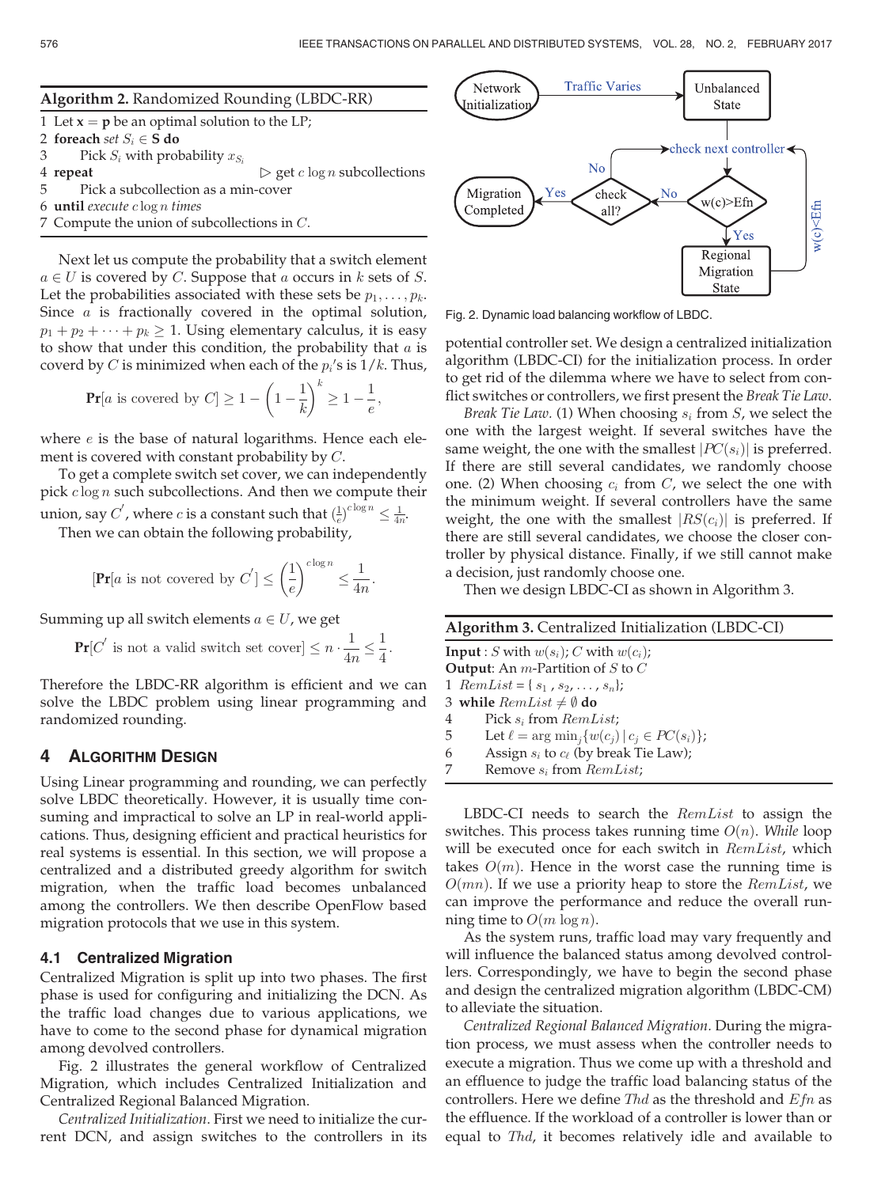**Algorithm 2.** Randomized Rounding (LBDC-RR)

1 Let $\mathbf{x} = \mathbf{p}$ be an optimal solution to the LP;
2 **foreach** *set* $S_i \in \mathbf{S}$ **do**
3     Pick $S_i$ with probability $x_{S_i}$
4 **repeat**                              ▷ get $c \log n$ subcollections
5     Pick a subcollection as a min-cover
6 **until** *execute* $c \log n$ *times*
7 Compute the union of subcollections in $C$.

Next let us compute the probability that a switch element $a \in U$ is covered by $C$. Suppose that $a$ occurs in $k$ sets of $S$. Let the probabilities associated with these sets be $p_1, \ldots, p_k$. Since $a$ is fractionally covered in the optimal solution, $p_1 + p_2 + \cdots + p_k \geq 1$. Using elementary calculus, it is easy to show that under this condition, the probability that $a$ is coverd by $C$ is minimized when each of the $p_i$'s is $1/k$. Thus,

$$\mathbf{Pr}[a \text{ is covered by } C] \geq 1 - \left(1 - \frac{1}{k}\right)^k \geq 1 - \frac{1}{e},$$

where $e$ is the base of natural logarithms. Hence each element is covered with constant probability by $C$.

To get a complete switch set cover, we can independently pick $c \log n$ such subcollections. And then we compute their union, say $C^{'}$, where $c$ is a constant such that $(\frac{1}{e})^{c \log n} \leq \frac{1}{4n}$.

Then we can obtain the following probability,

$$[\mathbf{Pr}[a \text{ is not covered by } C^{'}] \leq \left(\frac{1}{e}\right)^{c \log n} \leq \frac{1}{4n}.$$

Summing up all switch elements $a \in U$, we get

$$\mathbf{Pr}[C^{'} \text{ is not a valid switch set cover}] \leq n \cdot \frac{1}{4n} \leq \frac{1}{4}.$$

Therefore the LBDC-RR algorithm is efficient and we can solve the LBDC problem using linear programming and randomized rounding.

## 4 Algorithm Design

Using Linear programming and rounding, we can perfectly solve LBDC theoretically. However, it is usually time consuming and impractical to solve an LP in real-world applications. Thus, designing efficient and practical heuristics for real systems is essential. In this section, we will propose a centralized and a distributed greedy algorithm for switch migration, when the traffic load becomes unbalanced among the controllers. We then describe OpenFlow based migration protocols that we use in this system.

### 4.1 Centralized Migration

Centralized Migration is split up into two phases. The first phase is used for configuring and initializing the DCN. As the traffic load changes due to various applications, we have to come to the second phase for dynamical migration among devolved controllers.

Fig. 2 illustrates the general workflow of Centralized Migration, which includes Centralized Initialization and Centralized Regional Balanced Migration.

*Centralized Initialization.* First we need to initialize the current DCN, and assign switches to the controllers in its potential controller set. We design a centralized initialization algorithm (LBDC-CI) for the initialization process. In order to get rid of the dilemma where we have to select from conflict switches or controllers, we first present the *Break Tie Law*.

Fig. 2. Dynamic load balancing workflow of LBDC.

*Break Tie Law.* (1) When choosing $s_i$ from $S$, we select the one with the largest weight. If several switches have the same weight, the one with the smallest $|PC(s_i)|$ is preferred. If there are still several candidates, we randomly choose one. (2) When choosing $c_i$ from $C$, we select the one with the minimum weight. If several controllers have the same weight, the one with the smallest $|RS(c_i)|$ is preferred. If there are still several candidates, we choose the closer controller by physical distance. Finally, if we still cannot make a decision, just randomly choose one.

Then we design LBDC-CI as shown in Algorithm 3.

**Algorithm 3.** Centralized Initialization (LBDC-CI)

**Input** : $S$ with $w(s_i)$; $C$ with $w(c_i)$;
**Output**: An $m$-Partition of $S$ to $C$
1 $RemList = \{s_1, s_2, \ldots, s_n\}$;
3 **while** $RemList \neq \emptyset$ **do**
4     Pick $s_i$ from $RemList$;
5     Let $\ell = \arg\min_j \{w(c_j) \mid c_j \in PC(s_i)\}$;
6     Assign $s_i$ to $c_\ell$ (by break Tie Law);
7     Remove $s_i$ from $RemList$;

LBDC-CI needs to search the $RemList$ to assign the switches. This process takes running time $O(n)$. *While* loop will be executed once for each switch in $RemList$, which takes $O(m)$. Hence in the worst case the running time is $O(mn)$. If we use a priority heap to store the $RemList$, we can improve the performance and reduce the overall running time to $O(m \log n)$.

As the system runs, traffic load may vary frequently and will influence the balanced status among devolved controllers. Correspondingly, we have to begin the second phase and design the centralized migration algorithm (LBDC-CM) to alleviate the situation.

*Centralized Regional Balanced Migration.* During the migration process, we must assess when the controller needs to execute a migration. Thus we come up with a threshold and an effluence to judge the traffic load balancing status of the controllers. Here we define $Thd$ as the threshold and $Efn$ as the effluence. If the workload of a controller is lower than or equal to $Thd$, it becomes relatively idle and available to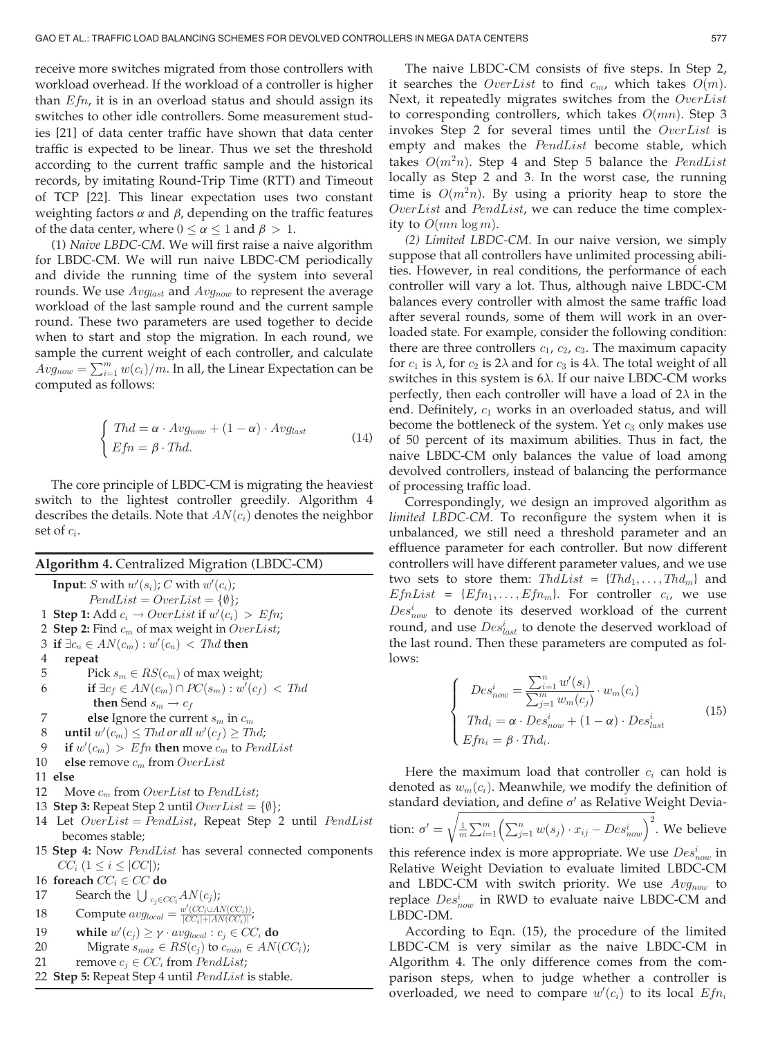receive more switches migrated from those controllers with workload overhead. If the workload of a controller is higher than $Efn$, it is in an overload status and should assign its switches to other idle controllers. Some measurement studies [21] of data center traffic have shown that data center traffic is expected to be linear. Thus we set the threshold according to the current traffic sample and the historical records, by imitating Round-Trip Time (RTT) and Timeout of TCP [22]. This linear expectation uses two constant weighting factors $\alpha$ and $\beta$, depending on the traffic features of the data center, where $0 \leq \alpha \leq 1$ and $\beta > 1$.

(1) *Naive LBDC-CM*. We will first raise a naive algorithm for LBDC-CM. We will run naive LBDC-CM periodically and divide the running time of the system into several rounds. We use $Avg_{last}$ and $Avg_{now}$ to represent the average workload of the last sample round and the current sample round. These two parameters are used together to decide when to start and stop the migration. In each round, we sample the current weight of each controller, and calculate $Avg_{now} = \sum_{i=1}^{m} w(c_i)/m$. In all, the Linear Expectation can be computed as follows:

$$
\begin{cases} Thd = \alpha \cdot Avg_{now} + (1-\alpha) \cdot Avg_{last} \\ Efn = \beta \cdot Thd. \end{cases} \tag{14}
$$

The core principle of LBDC-CM is migrating the heaviest switch to the lightest controller greedily. Algorithm 4 describes the details. Note that $AN(c_i)$ denotes the neighbor set of $c_i$.

**Algorithm 4.** Centralized Migration (LBDC-CM)

**Input**: $S$ with $w'(s_i)$; $C$ with $w'(c_i)$;
$PendList = OverList = \{\emptyset\}$;

1 **Step 1:** Add $c_i \rightarrow OverList$ if $w'(c_i) > Efn$;
2 **Step 2:** Find $c_m$ of max weight in $OverList$;
3 **if** $\exists c_n \in AN(c_m) : w'(c_n) < Thd$ **then**
4 &nbsp;&nbsp;&nbsp;&nbsp;**repeat**
5 &nbsp;&nbsp;&nbsp;&nbsp;&nbsp;&nbsp;&nbsp;&nbsp;Pick $s_m \in RS(c_m)$ of max weight;
6 &nbsp;&nbsp;&nbsp;&nbsp;&nbsp;&nbsp;&nbsp;&nbsp;**if** $\exists c_f \in AN(c_m) \cap PC(s_m) : w'(c_f) < Thd$ **then** Send $s_m \rightarrow c_f$
7 &nbsp;&nbsp;&nbsp;&nbsp;&nbsp;&nbsp;&nbsp;&nbsp;**else** Ignore the current $s_m$ in $c_m$
8 &nbsp;&nbsp;&nbsp;&nbsp;**until** $w'(c_m) \leq Thd$ *or all* $w'(c_f) \geq Thd$;
9 &nbsp;&nbsp;&nbsp;&nbsp;**if** $w'(c_m) > Efn$ **then** move $c_m$ to $PendList$
10 &nbsp;&nbsp;&nbsp;**else** remove $c_m$ from $OverList$
11 **else**
12 &nbsp;&nbsp;&nbsp;&nbsp;Move $c_m$ from $OverList$ to $PendList$;
13 **Step 3:** Repeat Step 2 until $OverList = \{\emptyset\}$;
14 Let $OverList = PendList$, Repeat Step 2 until $PendList$ becomes stable;
15 **Step 4:** Now $PendList$ has several connected components $CC_i$ $(1 \leq i \leq |CC|)$;
16 **foreach** $CC_i \in CC$ **do**
17 &nbsp;&nbsp;&nbsp;&nbsp;Search the $\bigcup_{c_j \in CC_i} AN(c_j)$;
18 &nbsp;&nbsp;&nbsp;&nbsp;Compute $avg_{local} = \frac{w'(CC_i \cup AN(CC_i))}{|CC_i| + |AN(CC_i)|}$;
19 &nbsp;&nbsp;&nbsp;&nbsp;**while** $w'(c_j) \geq \gamma \cdot avg_{local} : c_j \in CC_i$ **do**
20 &nbsp;&nbsp;&nbsp;&nbsp;&nbsp;&nbsp;&nbsp;&nbsp;Migrate $s_{max} \in RS(c_j)$ to $c_{min} \in AN(CC_i)$;
21 &nbsp;&nbsp;&nbsp;&nbsp;remove $c_j \in CC_i$ from $PendList$;
22 **Step 5:** Repeat Step 4 until $PendList$ is stable.

The naive LBDC-CM consists of five steps. In Step 2, it searches the $OverList$ to find $c_m$, which takes $O(m)$. Next, it repeatedly migrates switches from the $OverList$ to corresponding controllers, which takes $O(mn)$. Step 3 invokes Step 2 for several times until the $OverList$ is empty and makes the $PendList$ become stable, which takes $O(m^2 n)$. Step 4 and Step 5 balance the $PendList$ locally as Step 2 and 3. In the worst case, the running time is $O(m^2 n)$. By using a priority heap to store the $OverList$ and $PendList$, we can reduce the time complexity to $O(mn \log m)$.

(2) *Limited LBDC-CM*. In our naive version, we simply suppose that all controllers have unlimited processing abilities. However, in real conditions, the performance of each controller will vary a lot. Thus, although naive LBDC-CM balances every controller with almost the same traffic load after several rounds, some of them will work in an overloaded state. For example, consider the following condition: there are three controllers $c_1$, $c_2$, $c_3$. The maximum capacity for $c_1$ is $\lambda$, for $c_2$ is $2\lambda$ and for $c_3$ is $4\lambda$. The total weight of all switches in this system is $6\lambda$. If our naive LBDC-CM works perfectly, then each controller will have a load of $2\lambda$ in the end. Definitely, $c_1$ works in an overloaded status, and will become the bottleneck of the system. Yet $c_3$ only makes use of 50 percent of its maximum abilities. Thus in fact, the naive LBDC-CM only balances the value of load among devolved controllers, instead of balancing the performance of processing traffic load.

Correspondingly, we design an improved algorithm as *limited LBDC-CM*. To reconfigure the system when it is unbalanced, we still need a threshold parameter and an effluence parameter for each controller. But now different controllers will have different parameter values, and we use two sets to store them: $ThdList = \{Thd_1, \ldots, Thd_m\}$ and $EfnList = \{Efn_1, \ldots, Efn_m\}$. For controller $c_i$, we use $Des^i_{now}$ to denote its deserved workload of the current round, and use $Des^i_{last}$ to denote the deserved workload of the last round. Then these parameters are computed as follows:

$$
\begin{cases} Des^i_{now} = \frac{\sum_{i=1}^{n} w'(s_i)}{\sum_{j=1}^{m} w_m(c_j)} \cdot w_m(c_i) \\ Thd_i = \alpha \cdot Des^i_{now} + (1-\alpha) \cdot Des^i_{last} \\ Efn_i = \beta \cdot Thd_i. \end{cases} \tag{15}
$$

Here the maximum load that controller $c_i$ can hold is denoted as $w_m(c_i)$. Meanwhile, we modify the definition of standard deviation, and define $\sigma'$ as Relative Weight Deviation: $\sigma' = \sqrt{\frac{1}{m}\sum_{i=1}^{m}\left(\sum_{j=1}^{n} w(s_j) \cdot x_{ij} - Des^i_{now}\right)^2}$. We believe this reference index is more appropriate. We use $Des^i_{now}$ in Relative Weight Deviation to evaluate limited LBDC-CM and LBDC-CM with switch priority. We use $Avg_{now}$ to replace $Des^i_{now}$ in RWD to evaluate naive LBDC-CM and LBDC-DM.

According to Eqn. (15), the procedure of the limited LBDC-CM is very similar as the naive LBDC-CM in Algorithm 4. The only difference comes from the comparison steps, when to judge whether a controller is overloaded, we need to compare $w'(c_i)$ to its local $Efn_i$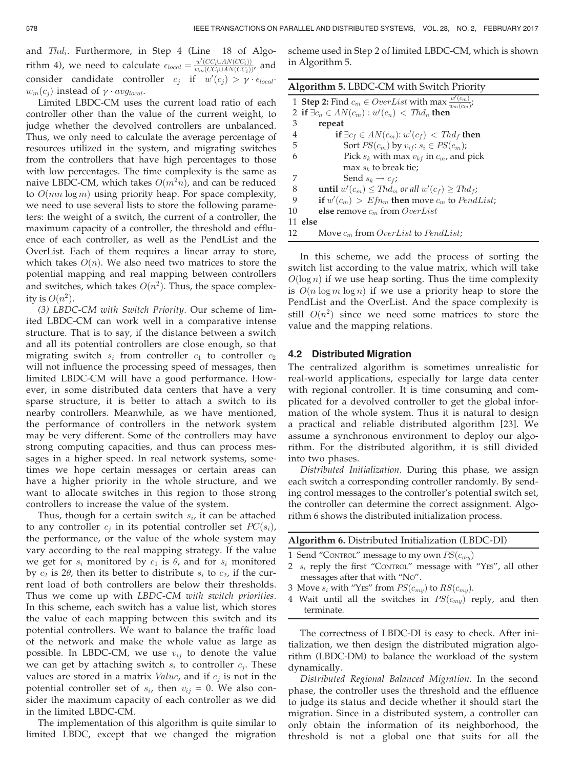and $Thd_i$. Furthermore, in Step 4 (Line 18 of Algorithm 4), we need to calculate $\epsilon_{local} = \frac{w'(CC_i \cup AN(CC_i))}{w_m(CC_i \cup AN(CC_i))}$, and consider candidate controller $c_j$ if $w'(c_j) > \gamma \cdot \epsilon_{local} \cdot w_m(c_j)$ instead of $\gamma \cdot avg_{local}$.

Limited LBDC-CM uses the current load ratio of each controller other than the value of the current weight, to judge whether the devolved controllers are unbalanced. Thus, we only need to calculate the average percentage of resources utilized in the system, and migrating switches from the controllers that have high percentages to those with low percentages. The time complexity is the same as naive LBDC-CM, which takes $O(m^2 n)$, and can be reduced to $O(mn \log m)$ using priority heap. For space complexity, we need to use several lists to store the following parameters: the weight of a switch, the current of a controller, the maximum capacity of a controller, the threshold and effluence of each controller, as well as the PendList and the OverList. Each of them requires a linear array to store, which takes $O(n)$. We also need two matrices to store the potential mapping and real mapping between controllers and switches, which takes $O(n^2)$. Thus, the space complexity is $O(n^2)$.

*(3) LBDC-CM with Switch Priority*. Our scheme of limited LBDC-CM can work well in a comparative intense structure. That is to say, if the distance between a switch and all its potential controllers are close enough, so that migrating switch $s_i$ from controller $c_1$ to controller $c_2$ will not influence the processing speed of messages, then limited LBDC-CM will have a good performance. However, in some distributed data centers that have a very sparse structure, it is better to attach a switch to its nearby controllers. Meanwhile, as we have mentioned, the performance of controllers in the network system may be very different. Some of the controllers may have strong computing capacities, and thus can process messages in a higher speed. In real network systems, sometimes we hope certain messages or certain areas can have a higher priority in the whole structure, and we want to allocate switches in this region to those strong controllers to increase the value of the system.

Thus, though for a certain switch $s_i$, it can be attached to any controller $c_j$ in its potential controller set $PC(s_i)$, the performance, or the value of the whole system may vary according to the real mapping strategy. If the value we get for $s_i$ monitored by $c_1$ is $\theta$, and for $s_i$ monitored by $c_2$ is $2\theta$, then its better to distribute $s_i$ to $c_2$, if the current load of both controllers are below their thresholds. Thus we come up with *LBDC-CM with switch priorities*. In this scheme, each switch has a value list, which stores the value of each mapping between this switch and its potential controllers. We want to balance the traffic load of the network and make the whole value as large as possible. In LBDC-CM, we use $v_{ij}$ to denote the value we can get by attaching switch $s_i$ to controller $c_j$. These values are stored in a matrix *Value*, and if $c_j$ is not in the potential controller set of $s_i$, then $v_{ij} = 0$. We also consider the maximum capacity of each controller as we did in the limited LBDC-CM.

The implementation of this algorithm is quite similar to limited LBDC, except that we changed the migration scheme used in Step 2 of limited LBDC-CM, which is shown in Algorithm 5.

**Algorithm 5.** LBDC-CM with Switch Priority

```
1  Step 2: Find c_m ∈ OverList with max w'(c_m)/w_m(c_m);
2  if ∃c_n ∈ AN(c_m) : w'(c_n) < Thd_n then
3      repeat
4          if ∃c_f ∈ AN(c_m): w'(c_f) < Thd_f then
5              Sort PS(c_m) by v_if: s_i ∈ PS(c_m);
6              Pick s_k with max v_kf in c_m, and pick
               max s_k to break tie;
7              Send s_k → c_f;
8      until w'(c_m) ≤ Thd_m or all w'(c_f) ≥ Thd_f;
9      if w'(c_m) > Efn_m then move c_m to PendList;
10     else remove c_m from OverList
11 else
12     Move c_m from OverList to PendList;
```

In this scheme, we add the process of sorting the switch list according to the value matrix, which will take $O(\log n)$ if we use heap sorting. Thus the time complexity is $O(n \log m \log n)$ if we use a priority heap to store the PendList and the OverList. And the space complexity is still $O(n^2)$ since we need some matrices to store the value and the mapping relations.

### 4.2 Distributed Migration

The centralized algorithm is sometimes unrealistic for real-world applications, especially for large data center with regional controller. It is time consuming and complicated for a devolved controller to get the global information of the whole system. Thus it is natural to design a practical and reliable distributed algorithm [23]. We assume a synchronous environment to deploy our algorithm. For the distributed algorithm, it is still divided into two phases.

*Distributed Initialization.* During this phase, we assign each switch a corresponding controller randomly. By sending control messages to the controller's potential switch set, the controller can determine the correct assignment. Algorithm 6 shows the distributed initialization process.

**Algorithm 6.** Distributed Initialization (LBDC-DI)

```
1 Send "CONTROL" message to my own PS(c_my)
2 s_i reply the first "CONTROL" message with "YES", all other
  messages after that with "NO".
3 Move s_i with "YES" from PS(c_my) to RS(c_my).
4 Wait until all the switches in PS(c_my) reply, and then
  terminate.
```

The correctness of LBDC-DI is easy to check. After initialization, we then design the distributed migration algorithm (LBDC-DM) to balance the workload of the system dynamically.

*Distributed Regional Balanced Migration.* In the second phase, the controller uses the threshold and the effluence to judge its status and decide whether it should start the migration. Since in a distributed system, a controller can only obtain the information of its neighborhood, the threshold is not a global one that suits for all the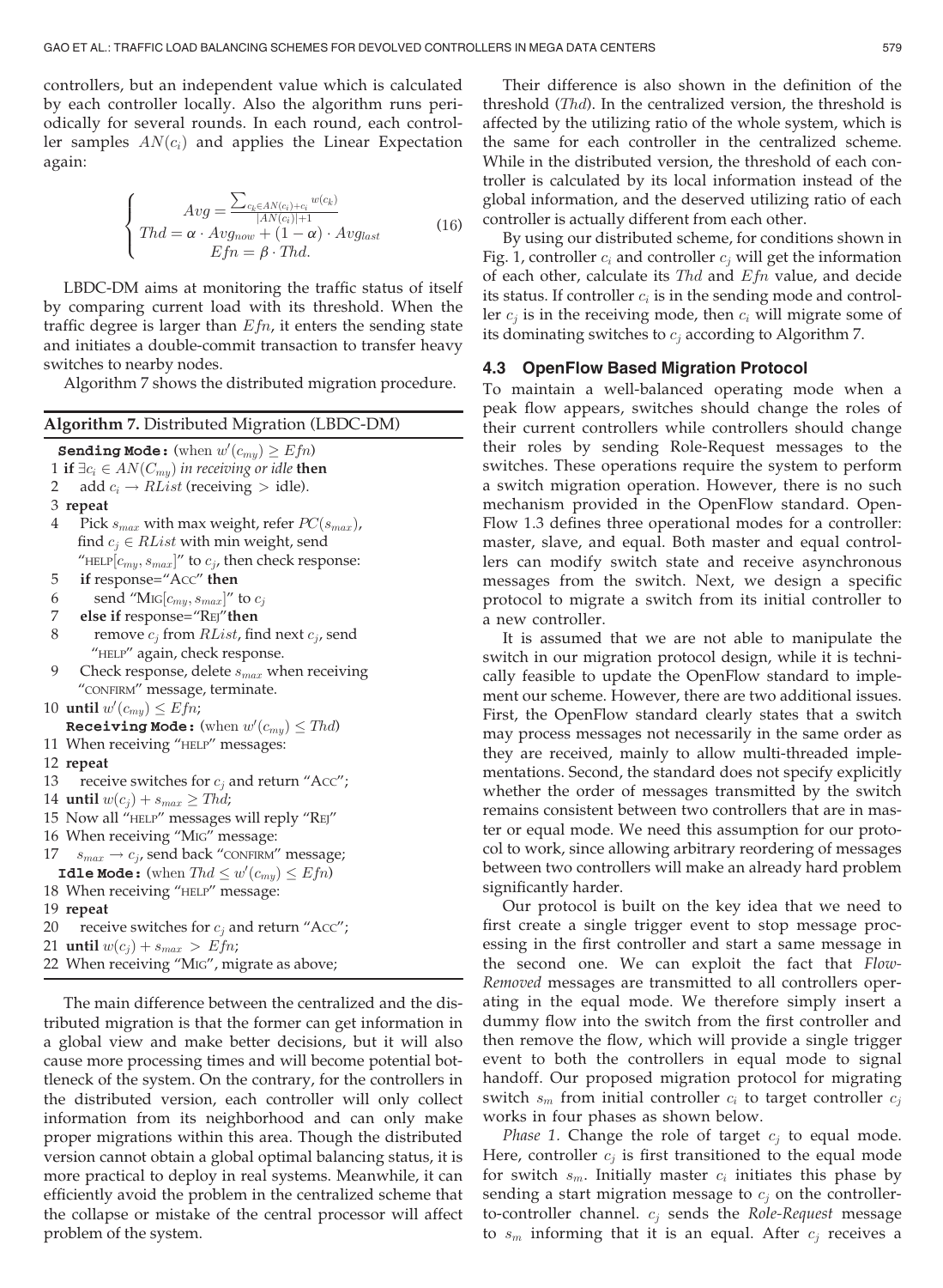controllers, but an independent value which is calculated by each controller locally. Also the algorithm runs periodically for several rounds. In each round, each controller samples $AN(c_i)$ and applies the Linear Expectation again:

$$
\begin{cases} Avg = \frac{\sum_{c_k \in AN(c_i)+c_i} w(c_k)}{|AN(c_i)|+1} \\ Thd = \alpha \cdot Avg_{now} + (1-\alpha) \cdot Avg_{last} \\ Efn = \beta \cdot Thd. \end{cases} \tag{16}
$$

LBDC-DM aims at monitoring the traffic status of itself by comparing current load with its threshold. When the traffic degree is larger than $Efn$, it enters the sending state and initiates a double-commit transaction to transfer heavy switches to nearby nodes.

Algorithm 7 shows the distributed migration procedure.

**Algorithm 7.** Distributed Migration (LBDC-DM)

**Sending Mode:** (when $w'(c_{my}) \geq Efn$)
1 **if** $\exists c_i \in AN(C_{my})$ *in receiving or idle* **then**
2 add $c_i \rightarrow RList$ (receiving $>$ idle).
3 **repeat**
4 Pick $s_{max}$ with max weight, refer $PC(s_{max})$, find $c_j \in RList$ with min weight, send "HELP$[c_{my}, s_{max}]$" to $c_j$, then check response:
5 **if** response="ACC" **then**
6 send "MIG$[c_{my}, s_{max}]$" to $c_j$
7 **else if** response="REJ"**then**
8 remove $c_j$ from $RList$, find next $c_j$, send "HELP" again, check response.
9 Check response, delete $s_{max}$ when receiving "CONFIRM" message, terminate.
10 **until** $w'(c_{my}) \leq Efn$;
**Receiving Mode:** (when $w'(c_{my}) \leq Thd$)
11 When receiving "HELP" messages:
12 **repeat**
13 receive switches for $c_j$ and return "ACC";
14 **until** $w(c_j) + s_{max} \geq Thd$;
15 Now all "HELP" messages will reply "REJ"
16 When receiving "MIG" message:
17 $s_{max} \rightarrow c_j$, send back "CONFIRM" message;
**Idle Mode:** (when $Thd \leq w'(c_{my}) \leq Efn$)
18 When receiving "HELP" message:
19 **repeat**
20 receive switches for $c_j$ and return "ACC";
21 **until** $w(c_j) + s_{max} > Efn$;
22 When receiving "MIG", migrate as above;

The main difference between the centralized and the distributed migration is that the former can get information in a global view and make better decisions, but it will also cause more processing times and will become potential bottleneck of the system. On the contrary, for the controllers in the distributed version, each controller will only collect information from its neighborhood and can only make proper migrations within this area. Though the distributed version cannot obtain a global optimal balancing status, it is more practical to deploy in real systems. Meanwhile, it can efficiently avoid the problem in the centralized scheme that the collapse or mistake of the central processor will affect problem of the system.

Their difference is also shown in the definition of the threshold ($Thd$). In the centralized version, the threshold is affected by the utilizing ratio of the whole system, which is the same for each controller in the centralized scheme. While in the distributed version, the threshold of each controller is calculated by its local information instead of the global information, and the deserved utilizing ratio of each controller is actually different from each other.

By using our distributed scheme, for conditions shown in Fig. 1, controller $c_i$ and controller $c_j$ will get the information of each other, calculate its $Thd$ and $Efn$ value, and decide its status. If controller $c_i$ is in the sending mode and controller $c_j$ is in the receiving mode, then $c_i$ will migrate some of its dominating switches to $c_j$ according to Algorithm 7.

### 4.3 OpenFlow Based Migration Protocol

To maintain a well-balanced operating mode when a peak flow appears, switches should change the roles of their current controllers while controllers should change their roles by sending Role-Request messages to the switches. These operations require the system to perform a switch migration operation. However, there is no such mechanism provided in the OpenFlow standard. OpenFlow 1.3 defines three operational modes for a controller: master, slave, and equal. Both master and equal controllers can modify switch state and receive asynchronous messages from the switch. Next, we design a specific protocol to migrate a switch from its initial controller to a new controller.

It is assumed that we are not able to manipulate the switch in our migration protocol design, while it is technically feasible to update the OpenFlow standard to implement our scheme. However, there are two additional issues. First, the OpenFlow standard clearly states that a switch may process messages not necessarily in the same order as they are received, mainly to allow multi-threaded implementations. Second, the standard does not specify explicitly whether the order of messages transmitted by the switch remains consistent between two controllers that are in master or equal mode. We need this assumption for our protocol to work, since allowing arbitrary reordering of messages between two controllers will make an already hard problem significantly harder.

Our protocol is built on the key idea that we need to first create a single trigger event to stop message processing in the first controller and start a same message in the second one. We can exploit the fact that *Flow-Removed* messages are transmitted to all controllers operating in the equal mode. We therefore simply insert a dummy flow into the switch from the first controller and then remove the flow, which will provide a single trigger event to both the controllers in equal mode to signal handoff. Our proposed migration protocol for migrating switch $s_m$ from initial controller $c_i$ to target controller $c_j$ works in four phases as shown below.

*Phase 1.* Change the role of target $c_j$ to equal mode. Here, controller $c_j$ is first transitioned to the equal mode for switch $s_m$. Initially master $c_i$ initiates this phase by sending a start migration message to $c_j$ on the controller-to-controller channel. $c_j$ sends the *Role-Request* message to $s_m$ informing that it is an equal. After $c_j$ receives a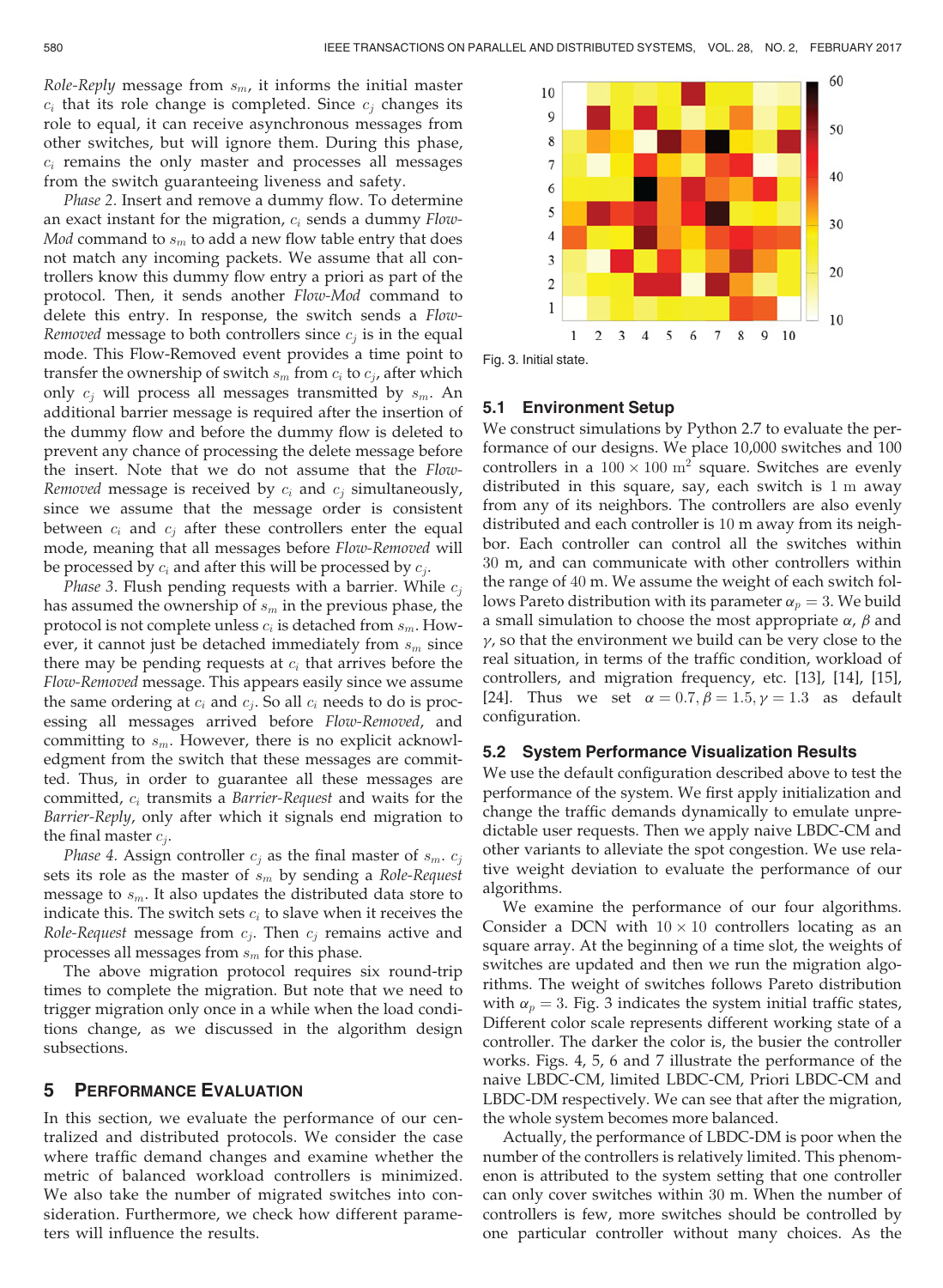*Role-Reply* message from $s_m$, it informs the initial master $c_i$ that its role change is completed. Since $c_j$ changes its role to equal, it can receive asynchronous messages from other switches, but will ignore them. During this phase, $c_i$ remains the only master and processes all messages from the switch guaranteeing liveness and safety.

*Phase 2*. Insert and remove a dummy flow. To determine an exact instant for the migration, $c_i$ sends a dummy *Flow-Mod* command to $s_m$ to add a new flow table entry that does not match any incoming packets. We assume that all controllers know this dummy flow entry a priori as part of the protocol. Then, it sends another *Flow-Mod* command to delete this entry. In response, the switch sends a *Flow-Removed* message to both controllers since $c_j$ is in the equal mode. This Flow-Removed event provides a time point to transfer the ownership of switch $s_m$ from $c_i$ to $c_j$, after which only $c_j$ will process all messages transmitted by $s_m$. An additional barrier message is required after the insertion of the dummy flow and before the dummy flow is deleted to prevent any chance of processing the delete message before the insert. Note that we do not assume that the *Flow-Removed* message is received by $c_i$ and $c_j$ simultaneously, since we assume that the message order is consistent between $c_i$ and $c_j$ after these controllers enter the equal mode, meaning that all messages before *Flow-Removed* will be processed by $c_i$ and after this will be processed by $c_j$.

*Phase 3*. Flush pending requests with a barrier. While $c_j$ has assumed the ownership of $s_m$ in the previous phase, the protocol is not complete unless $c_i$ is detached from $s_m$. However, it cannot just be detached immediately from $s_m$ since there may be pending requests at $c_i$ that arrives before the *Flow-Removed* message. This appears easily since we assume the same ordering at $c_i$ and $c_j$. So all $c_i$ needs to do is processing all messages arrived before *Flow-Removed*, and committing to $s_m$. However, there is no explicit acknowledgment from the switch that these messages are committed. Thus, in order to guarantee all these messages are committed, $c_i$ transmits a *Barrier-Request* and waits for the *Barrier-Reply*, only after which it signals end migration to the final master $c_j$.

*Phase 4*. Assign controller $c_j$ as the final master of $s_m$. $c_j$ sets its role as the master of $s_m$ by sending a *Role-Request* message to $s_m$. It also updates the distributed data store to indicate this. The switch sets $c_i$ to slave when it receives the *Role-Request* message from $c_j$. Then $c_j$ remains active and processes all messages from $s_m$ for this phase.

The above migration protocol requires six round-trip times to complete the migration. But note that we need to trigger migration only once in a while when the load conditions change, as we discussed in the algorithm design subsections.

## 5 Performance Evaluation

In this section, we evaluate the performance of our centralized and distributed protocols. We consider the case where traffic demand changes and examine whether the metric of balanced workload controllers is minimized. We also take the number of migrated switches into consideration. Furthermore, we check how different parameters will influence the results.

Fig. 3. Initial state.

### 5.1 Environment Setup

We construct simulations by Python 2.7 to evaluate the performance of our designs. We place 10,000 switches and 100 controllers in a $100 \times 100$ m$^2$ square. Switches are evenly distributed in this square, say, each switch is 1 m away from any of its neighbors. The controllers are also evenly distributed and each controller is 10 m away from its neighbor. Each controller can control all the switches within 30 m, and can communicate with other controllers within the range of 40 m. We assume the weight of each switch follows Pareto distribution with its parameter $\alpha_p = 3$. We build a small simulation to choose the most appropriate $\alpha$, $\beta$ and $\gamma$, so that the environment we build can be very close to the real situation, in terms of the traffic condition, workload of controllers, and migration frequency, etc. [13], [14], [15], [24]. Thus we set $\alpha = 0.7, \beta = 1.5, \gamma = 1.3$ as default configuration.

### 5.2 System Performance Visualization Results

We use the default configuration described above to test the performance of the system. We first apply initialization and change the traffic demands dynamically to emulate unpredictable user requests. Then we apply naive LBDC-CM and other variants to alleviate the spot congestion. We use relative weight deviation to evaluate the performance of our algorithms.

We examine the performance of our four algorithms. Consider a DCN with $10 \times 10$ controllers locating as an square array. At the beginning of a time slot, the weights of switches are updated and then we run the migration algorithms. The weight of switches follows Pareto distribution with $\alpha_p = 3$. Fig. 3 indicates the system initial traffic states, Different color scale represents different working state of a controller. The darker the color is, the busier the controller works. Figs. 4, 5, 6 and 7 illustrate the performance of the naive LBDC-CM, limited LBDC-CM, Priori LBDC-CM and LBDC-DM respectively. We can see that after the migration, the whole system becomes more balanced.

Actually, the performance of LBDC-DM is poor when the number of the controllers is relatively limited. This phenomenon is attributed to the system setting that one controller can only cover switches within 30 m. When the number of controllers is few, more switches should be controlled by one particular controller without many choices. As the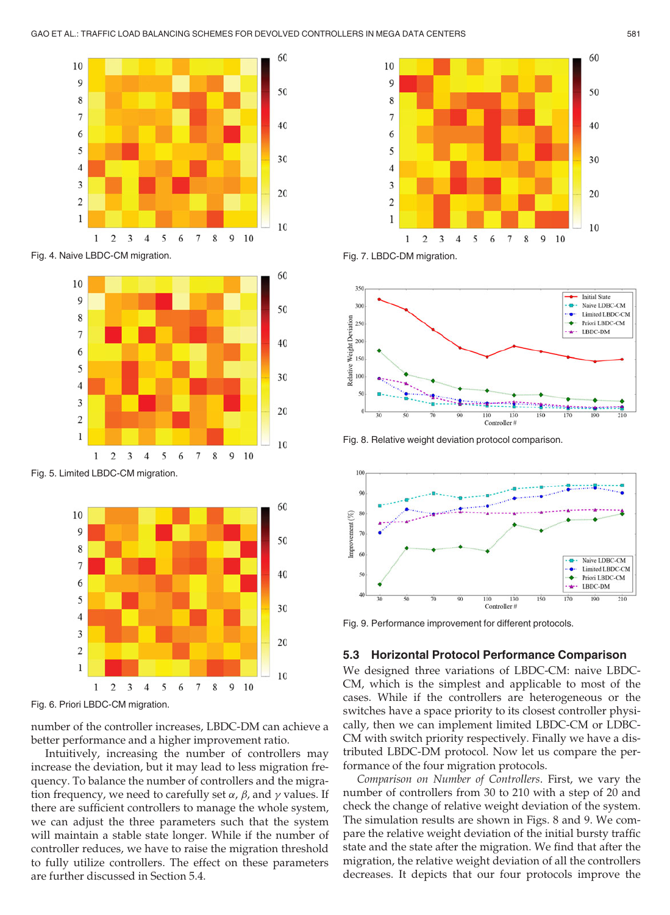Fig. 4. Naive LBDC-CM migration.

Fig. 5. Limited LBDC-CM migration.

Fig. 6. Priori LBDC-CM migration.

Fig. 7. LBDC-DM migration.

Fig. 8. Relative weight deviation protocol comparison.

Fig. 9. Performance improvement for different protocols.

number of the controller increases, LBDC-DM can achieve a better performance and a higher improvement ratio.

Intuitively, increasing the number of controllers may increase the deviation, but it may lead to less migration frequency. To balance the number of controllers and the migration frequency, we need to carefully set $\alpha$, $\beta$, and $\gamma$ values. If there are sufficient controllers to manage the whole system, we can adjust the three parameters such that the system will maintain a stable state longer. While if the number of controller reduces, we have to raise the migration threshold to fully utilize controllers. The effect on these parameters are further discussed in Section 5.4.

### 5.3 Horizontal Protocol Performance Comparison

We designed three variations of LBDC-CM: naive LBDC-CM, which is the simplest and applicable to most of the cases. While if the controllers are heterogeneous or the switches have a space priority to its closest controller physically, then we can implement limited LBDC-CM or LDBC-CM with switch priority respectively. Finally we have a distributed LBDC-DM protocol. Now let us compare the performance of the four migration protocols.

*Comparison on Number of Controllers*. First, we vary the number of controllers from 30 to 210 with a step of 20 and check the change of relative weight deviation of the system. The simulation results are shown in Figs. 8 and 9. We compare the relative weight deviation of the initial bursty traffic state and the state after the migration. We find that after the migration, the relative weight deviation of all the controllers decreases. It depicts that our four protocols improve the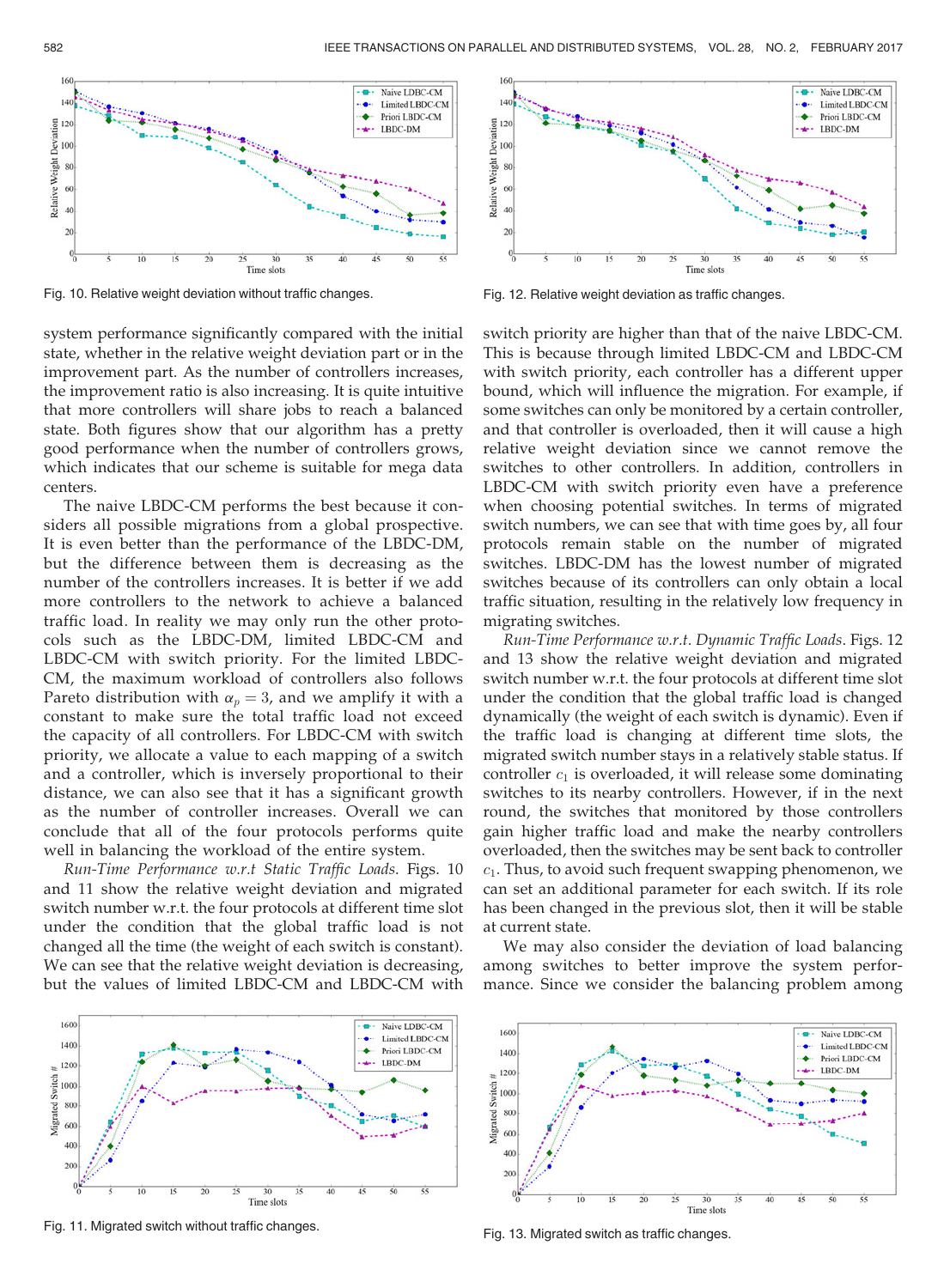Fig. 10. Relative weight deviation without traffic changes.

Fig. 12. Relative weight deviation as traffic changes.

system performance significantly compared with the initial state, whether in the relative weight deviation part or in the improvement part. As the number of controllers increases, the improvement ratio is also increasing. It is quite intuitive that more controllers will share jobs to reach a balanced state. Both figures show that our algorithm has a pretty good performance when the number of controllers grows, which indicates that our scheme is suitable for mega data centers.

The naive LBDC-CM performs the best because it considers all possible migrations from a global prospective. It is even better than the performance of the LBDC-DM, but the difference between them is decreasing as the number of the controllers increases. It is better if we add more controllers to the network to achieve a balanced traffic load. In reality we may only run the other protocols such as the LBDC-DM, limited LBDC-CM and LBDC-CM with switch priority. For the limited LBDC-CM, the maximum workload of controllers also follows Pareto distribution with $\alpha_p = 3$, and we amplify it with a constant to make sure the total traffic load not exceed the capacity of all controllers. For LBDC-CM with switch priority, we allocate a value to each mapping of a switch and a controller, which is inversely proportional to their distance, we can also see that it has a significant growth as the number of controller increases. Overall we can conclude that all of the four protocols performs quite well in balancing the workload of the entire system.

*Run-Time Performance w.r.t Static Traffic Loads.* Figs. 10 and 11 show the relative weight deviation and migrated switch number w.r.t. the four protocols at different time slot under the condition that the global traffic load is not changed all the time (the weight of each switch is constant). We can see that the relative weight deviation is decreasing, but the values of limited LBDC-CM and LBDC-CM with switch priority are higher than that of the naive LBDC-CM. This is because through limited LBDC-CM and LBDC-CM with switch priority, each controller has a different upper bound, which will influence the migration. For example, if some switches can only be monitored by a certain controller, and that controller is overloaded, then it will cause a high relative weight deviation since we cannot remove the switches to other controllers. In addition, controllers in LBDC-CM with switch priority even have a preference when choosing potential switches. In terms of migrated switch numbers, we can see that with time goes by, all four protocols remain stable on the number of migrated switches. LBDC-DM has the lowest number of migrated switches because of its controllers can only obtain a local traffic situation, resulting in the relatively low frequency in migrating switches.

*Run-Time Performance w.r.t. Dynamic Traffic Loads.* Figs. 12 and 13 show the relative weight deviation and migrated switch number w.r.t. the four protocols at different time slot under the condition that the global traffic load is changed dynamically (the weight of each switch is dynamic). Even if the traffic load is changing at different time slots, the migrated switch number stays in a relatively stable status. If controller $c_1$ is overloaded, it will release some dominating switches to its nearby controllers. However, if in the next round, the switches that monitored by those controllers gain higher traffic load and make the nearby controllers overloaded, then the switches may be sent back to controller $c_1$. Thus, to avoid such frequent swapping phenomenon, we can set an additional parameter for each switch. If its role has been changed in the previous slot, then it will be stable at current state.

We may also consider the deviation of load balancing among switches to better improve the system performance. Since we consider the balancing problem among

Fig. 11. Migrated switch without traffic changes.

Fig. 13. Migrated switch as traffic changes.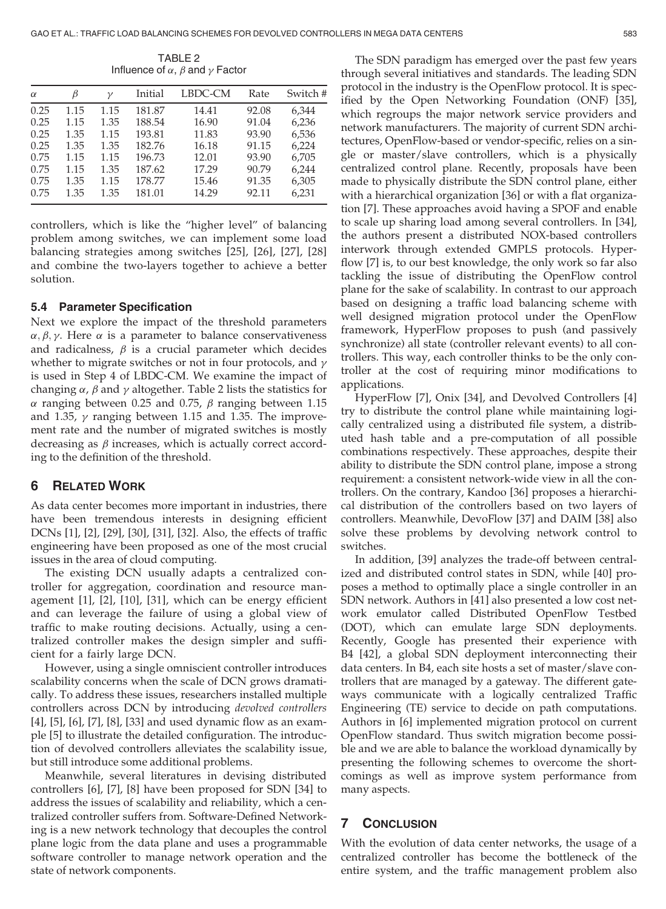TABLE 2
Influence of $\alpha$, $\beta$ and $\gamma$ Factor

| $\alpha$ | $\beta$ | $\gamma$ | Initial | LBDC-CM | Rate | Switch # |
|---|---|---|---|---|---|---|
| 0.25 | 1.15 | 1.15 | 181.87 | 14.41 | 92.08 | 6,344 |
| 0.25 | 1.15 | 1.35 | 188.54 | 16.90 | 91.04 | 6,236 |
| 0.25 | 1.35 | 1.15 | 193.81 | 11.83 | 93.90 | 6,536 |
| 0.25 | 1.35 | 1.35 | 182.76 | 16.18 | 91.15 | 6,224 |
| 0.75 | 1.15 | 1.15 | 196.73 | 12.01 | 93.90 | 6,705 |
| 0.75 | 1.15 | 1.35 | 187.62 | 17.29 | 90.79 | 6,244 |
| 0.75 | 1.35 | 1.15 | 178.77 | 15.46 | 91.35 | 6,305 |
| 0.75 | 1.35 | 1.35 | 181.01 | 14.29 | 92.11 | 6,231 |

controllers, which is like the "higher level" of balancing problem among switches, we can implement some load balancing strategies among switches [25], [26], [27], [28] and combine the two-layers together to achieve a better solution.

### 5.4 Parameter Specification

Next we explore the impact of the threshold parameters $\alpha, \beta, \gamma$. Here $\alpha$ is a parameter to balance conservativeness and radicalness, $\beta$ is a crucial parameter which decides whether to migrate switches or not in four protocols, and $\gamma$ is used in Step 4 of LBDC-CM. We examine the impact of changing $\alpha$, $\beta$ and $\gamma$ altogether. Table 2 lists the statistics for $\alpha$ ranging between 0.25 and 0.75, $\beta$ ranging between 1.15 and 1.35, $\gamma$ ranging between 1.15 and 1.35. The improvement rate and the number of migrated switches is mostly decreasing as $\beta$ increases, which is actually correct according to the definition of the threshold.

## 6 Related Work

As data center becomes more important in industries, there have been tremendous interests in designing efficient DCNs [1], [2], [29], [30], [31], [32]. Also, the effects of traffic engineering have been proposed as one of the most crucial issues in the area of cloud computing.

The existing DCN usually adapts a centralized controller for aggregation, coordination and resource management [1], [2], [10], [31], which can be energy efficient and can leverage the failure of using a global view of traffic to make routing decisions. Actually, using a centralized controller makes the design simpler and sufficient for a fairly large DCN.

However, using a single omniscient controller introduces scalability concerns when the scale of DCN grows dramatically. To address these issues, researchers installed multiple controllers across DCN by introducing *devolved controllers* [4], [5], [6], [7], [8], [33] and used dynamic flow as an example [5] to illustrate the detailed configuration. The introduction of devolved controllers alleviates the scalability issue, but still introduce some additional problems.

Meanwhile, several literatures in devising distributed controllers [6], [7], [8] have been proposed for SDN [34] to address the issues of scalability and reliability, which a centralized controller suffers from. Software-Defined Networking is a new network technology that decouples the control plane logic from the data plane and uses a programmable software controller to manage network operation and the state of network components.

The SDN paradigm has emerged over the past few years through several initiatives and standards. The leading SDN protocol in the industry is the OpenFlow protocol. It is specified by the Open Networking Foundation (ONF) [35], which regroups the major network service providers and network manufacturers. The majority of current SDN architectures, OpenFlow-based or vendor-specific, relies on a single or master/slave controllers, which is a physically centralized control plane. Recently, proposals have been made to physically distribute the SDN control plane, either with a hierarchical organization [36] or with a flat organization [7]. These approaches avoid having a SPOF and enable to scale up sharing load among several controllers. In [34], the authors present a distributed NOX-based controllers interwork through extended GMPLS protocols. Hyperflow [7] is, to our best knowledge, the only work so far also tackling the issue of distributing the OpenFlow control plane for the sake of scalability. In contrast to our approach based on designing a traffic load balancing scheme with well designed migration protocol under the OpenFlow framework, HyperFlow proposes to push (and passively synchronize) all state (controller relevant events) to all controllers. This way, each controller thinks to be the only controller at the cost of requiring minor modifications to applications.

HyperFlow [7], Onix [34], and Devolved Controllers [4] try to distribute the control plane while maintaining logically centralized using a distributed file system, a distributed hash table and a pre-computation of all possible combinations respectively. These approaches, despite their ability to distribute the SDN control plane, impose a strong requirement: a consistent network-wide view in all the controllers. On the contrary, Kandoo [36] proposes a hierarchical distribution of the controllers based on two layers of controllers. Meanwhile, DevoFlow [37] and DAIM [38] also solve these problems by devolving network control to switches.

In addition, [39] analyzes the trade-off between centralized and distributed control states in SDN, while [40] proposes a method to optimally place a single controller in an SDN network. Authors in [41] also presented a low cost network emulator called Distributed OpenFlow Testbed (DOT), which can emulate large SDN deployments. Recently, Google has presented their experience with B4 [42], a global SDN deployment interconnecting their data centers. In B4, each site hosts a set of master/slave controllers that are managed by a gateway. The different gateways communicate with a logically centralized Traffic Engineering (TE) service to decide on path computations. Authors in [6] implemented migration protocol on current OpenFlow standard. Thus switch migration become possible and we are able to balance the workload dynamically by presenting the following schemes to overcome the shortcomings as well as improve system performance from many aspects.

## 7 Conclusion

With the evolution of data center networks, the usage of a centralized controller has become the bottleneck of the entire system, and the traffic management problem also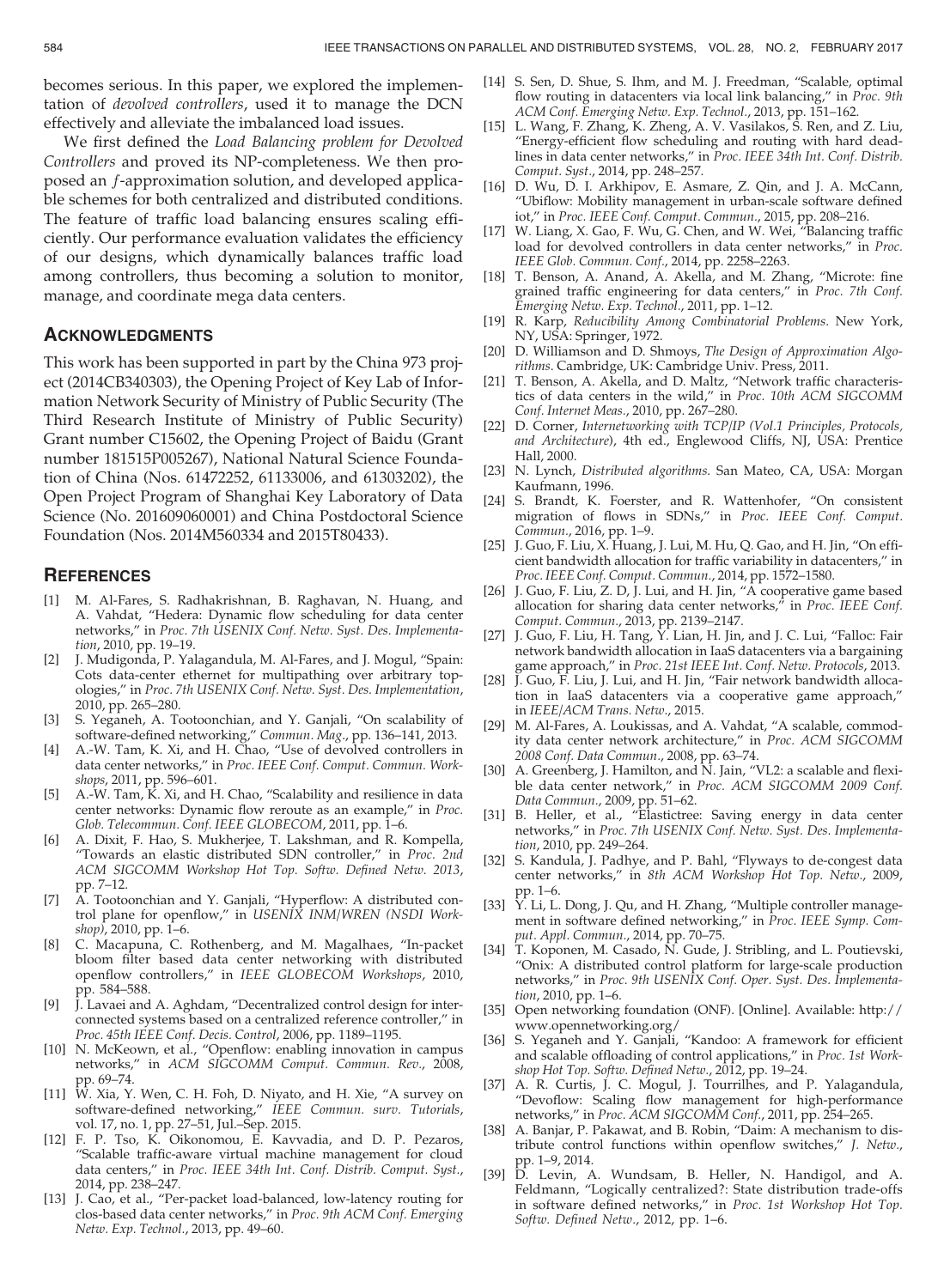becomes serious. In this paper, we explored the implementation of *devolved controllers*, used it to manage the DCN effectively and alleviate the imbalanced load issues.

We first defined the *Load Balancing problem for Devolved Controllers* and proved its NP-completeness. We then proposed an $f$-approximation solution, and developed applicable schemes for both centralized and distributed conditions. The feature of traffic load balancing ensures scaling efficiently. Our performance evaluation validates the efficiency of our designs, which dynamically balances traffic load among controllers, thus becoming a solution to monitor, manage, and coordinate mega data centers.

## Acknowledgments

This work has been supported in part by the China 973 project (2014CB340303), the Opening Project of Key Lab of Information Network Security of Ministry of Public Security (The Third Research Institute of Ministry of Public Security) Grant number C15602, the Opening Project of Baidu (Grant number 181515P005267), National Natural Science Foundation of China (Nos. 61472252, 61133006, and 61303202), the Open Project Program of Shanghai Key Laboratory of Data Science (No. 201609060001) and China Postdoctoral Science Foundation (Nos. 2014M560334 and 2015T80433).

## References

[1] M. Al-Fares, S. Radhakrishnan, B. Raghavan, N. Huang, and A. Vahdat, "Hedera: Dynamic flow scheduling for data center networks," in *Proc. 7th USENIX Conf. Netw. Syst. Des. Implementation*, 2010, pp. 19–19.

[2] J. Mudigonda, P. Yalagandula, M. Al-Fares, and J. Mogul, "Spain: Cots data-center ethernet for multipathing over arbitrary topologies," in *Proc. 7th USENIX Conf. Netw. Syst. Des. Implementation*, 2010, pp. 265–280.

[3] S. Yeganeh, A. Tootoonchian, and Y. Ganjali, "On scalability of software-defined networking," *Commun. Mag.*, pp. 136–141, 2013.

[4] A.-W. Tam, K. Xi, and H. Chao, "Use of devolved controllers in data center networks," in *Proc. IEEE Conf. Comput. Commun. Workshops*, 2011, pp. 596–601.

[5] A.-W. Tam, K. Xi, and H. Chao, "Scalability and resilience in data center networks: Dynamic flow reroute as an example," in *Proc. Glob. Telecommun. Conf. IEEE GLOBECOM*, 2011, pp. 1–6.

[6] A. Dixit, F. Hao, S. Mukherjee, T. Lakshman, and R. Kompella, "Towards an elastic distributed SDN controller," in *Proc. 2nd ACM SIGCOMM Workshop Hot Top. Softw. Defined Netw. 2013*, pp. 7–12.

[7] A. Tootoonchian and Y. Ganjali, "Hyperflow: A distributed control plane for openflow," in *USENIX INM/WREN (NSDI Workshop)*, 2010, pp. 1–6.

[8] C. Macapuna, C. Rothenberg, and M. Magalhaes, "In-packet bloom filter based data center networking with distributed openflow controllers," in *IEEE GLOBECOM Workshops*, 2010, pp. 584–588.

[9] J. Lavaei and A. Aghdam, "Decentralized control design for interconnected systems based on a centralized reference controller," in *Proc. 45th IEEE Conf. Decis. Control*, 2006, pp. 1189–1195.

[10] N. McKeown, et al., "Openflow: enabling innovation in campus networks," in *ACM SIGCOMM Comput. Commun. Rev.*, 2008, pp. 69–74.

[11] W. Xia, Y. Wen, C. H. Foh, D. Niyato, and H. Xie, "A survey on software-defined networking," *IEEE Commun. surv. Tutorials*, vol. 17, no. 1, pp. 27–51, Jul.–Sep. 2015.

[12] F. P. Tso, K. Oikonomou, E. Kavvadia, and D. P. Pezaros, "Scalable traffic-aware virtual machine management for cloud data centers," in *Proc. IEEE 34th Int. Conf. Distrib. Comput. Syst.*, 2014, pp. 238–247.

[13] J. Cao, et al., "Per-packet load-balanced, low-latency routing for clos-based data center networks," in *Proc. 9th ACM Conf. Emerging Netw. Exp. Technol.*, 2013, pp. 49–60.

[14] S. Sen, D. Shue, S. Ihm, and M. J. Freedman, "Scalable, optimal flow routing in datacenters via local link balancing," in *Proc. 9th ACM Conf. Emerging Netw. Exp. Technol.*, 2013, pp. 151–162.

[15] L. Wang, F. Zhang, K. Zheng, A. V. Vasilakos, S. Ren, and Z. Liu, "Energy-efficient flow scheduling and routing with hard deadlines in data center networks," in *Proc. IEEE 34th Int. Conf. Distrib. Comput. Syst.*, 2014, pp. 248–257.

[16] D. Wu, D. I. Arkhipov, E. Asmare, Z. Qin, and J. A. McCann, "Ubiflow: Mobility management in urban-scale software defined iot," in *Proc. IEEE Conf. Comput. Commun.*, 2015, pp. 208–216.

[17] W. Liang, X. Gao, F. Wu, G. Chen, and W. Wei, "Balancing traffic load for devolved controllers in data center networks," in *Proc. IEEE Glob. Commun. Conf.*, 2014, pp. 2258–2263.

[18] T. Benson, A. Anand, A. Akella, and M. Zhang, "Microte: fine grained traffic engineering for data centers," in *Proc. 7th Conf. Emerging Netw. Exp. Technol.*, 2011, pp. 1–12.

[19] R. Karp, *Reducibility Among Combinatorial Problems*. New York, NY, USA: Springer, 1972.

[20] D. Williamson and D. Shmoys, *The Design of Approximation Algorithms*. Cambridge, UK: Cambridge Univ. Press, 2011.

[21] T. Benson, A. Akella, and D. Maltz, "Network traffic characteristics of data centers in the wild," in *Proc. 10th ACM SIGCOMM Conf. Internet Meas.*, 2010, pp. 267–280.

[22] D. Corner, *Internetworking with TCP/IP (Vol.1 Principles, Protocols, and Architecture)*, 4th ed., Englewood Cliffs, NJ, USA: Prentice Hall, 2000.

[23] N. Lynch, *Distributed algorithms*. San Mateo, CA, USA: Morgan Kaufmann, 1996.

[24] S. Brandt, K. Foerster, and R. Wattenhofer, "On consistent migration of flows in SDNs," in *Proc. IEEE Conf. Comput. Commun.*, 2016, pp. 1–9.

[25] J. Guo, F. Liu, X. Huang, J. Lui, M. Hu, Q. Gao, and H. Jin, "On efficient bandwidth allocation for traffic variability in datacenters," in *Proc. IEEE Conf. Comput. Commun.*, 2014, pp. 1572–1580.

[26] J. Guo, F. Liu, Z. D, J. Lui, and H. Jin, "A cooperative game based allocation for sharing data center networks," in *Proc. IEEE Conf. Comput. Commun.*, 2013, pp. 2139–2147.

[27] J. Guo, F. Liu, H. Tang, Y. Lian, H. Jin, and J. C. Lui, "Falloc: Fair network bandwidth allocation in IaaS datacenters via a bargaining game approach," in *Proc. 21st IEEE Int. Conf. Netw. Protocols*, 2013.

[28] J. Guo, F. Liu, J. Lui, and H. Jin, "Fair network bandwidth allocation in IaaS datacenters via a cooperative game approach," in *IEEE/ACM Trans. Netw.*, 2015.

[29] M. Al-Fares, A. Loukissas, and A. Vahdat, "A scalable, commodity data center network architecture," in *Proc. ACM SIGCOMM 2008 Conf. Data Commun.*, 2008, pp. 63–74.

[30] A. Greenberg, J. Hamilton, and N. Jain, "VL2: a scalable and flexible data center network," in *Proc. ACM SIGCOMM 2009 Conf. Data Commun.*, 2009, pp. 51–62.

[31] B. Heller, et al., "Elastictree: Saving energy in data center networks," in *Proc. 7th USENIX Conf. Netw. Syst. Des. Implementation*, 2010, pp. 249–264.

[32] S. Kandula, J. Padhye, and P. Bahl, "Flyways to de-congest data center networks," in *8th ACM Workshop Hot Top. Netw.*, 2009, pp. 1–6.

[33] Y. Li, L. Dong, J. Qu, and H. Zhang, "Multiple controller management in software defined networking," in *Proc. IEEE Symp. Comput. Appl. Commun.*, 2014, pp. 70–75.

[34] T. Koponen, M. Casado, N. Gude, J. Stribling, and L. Poutievski, "Onix: A distributed control platform for large-scale production networks," in *Proc. 9th USENIX Conf. Oper. Syst. Des. Implementation*, 2010, pp. 1–6.

[35] Open networking foundation (ONF). [Online]. Available: http://www.opennetworking.org/

[36] S. Yeganeh and Y. Ganjali, "Kandoo: A framework for efficient and scalable offloading of control applications," in *Proc. 1st Workshop Hot Top. Softw. Defined Netw.*, 2012, pp. 19–24.

[37] A. R. Curtis, J. C. Mogul, J. Tourrilhes, and P. Yalagandula, "Devoflow: Scaling flow management for high-performance networks," in *Proc. ACM SIGCOMM Conf.*, 2011, pp. 254–265.

[38] A. Banjar, P. Pakawat, and B. Robin, "Daim: A mechanism to distribute control functions within openflow switches," *J. Netw.*, pp. 1–9, 2014.

[39] D. Levin, A. Wundsam, B. Heller, N. Handigol, and A. Feldmann, "Logically centralized?: State distribution trade-offs in software defined networks," in *Proc. 1st Workshop Hot Top. Softw. Defined Netw.*, 2012, pp. 1–6.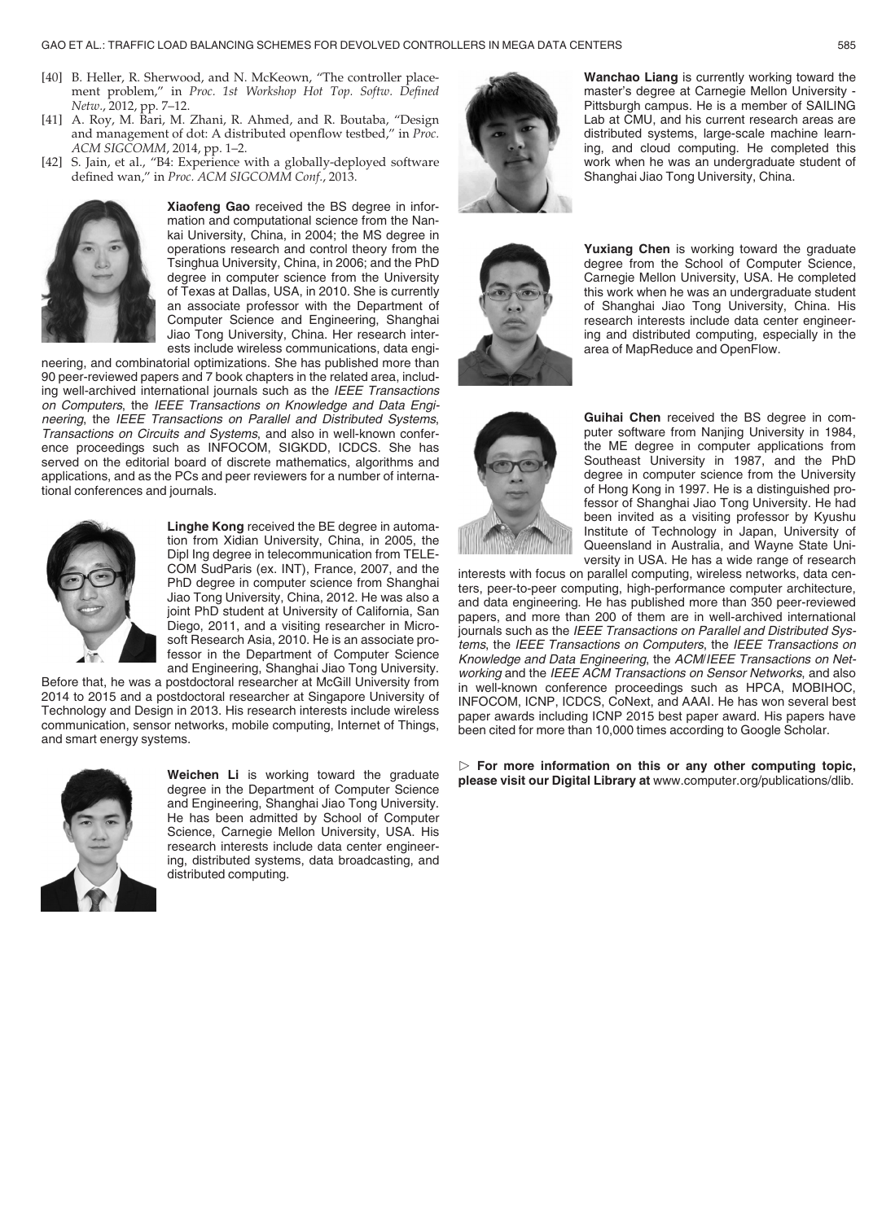[40] B. Heller, R. Sherwood, and N. McKeown, "The controller placement problem," in *Proc. 1st Workshop Hot Top. Softw. Defined Netw.*, 2012, pp. 7–12.

[41] A. Roy, M. Bari, M. Zhani, R. Ahmed, and R. Boutaba, "Design and management of dot: A distributed openflow testbed," in *Proc. ACM SIGCOMM*, 2014, pp. 1–2.

[42] S. Jain, et al., "B4: Experience with a globally-deployed software defined wan," in *Proc. ACM SIGCOMM Conf.*, 2013.

**Xiaofeng Gao** received the BS degree in information and computational science from the Nankai University, China, in 2004; the MS degree in operations research and control theory from the Tsinghua University, China, in 2006; and the PhD degree in computer science from the University of Texas at Dallas, USA, in 2010. She is currently an associate professor with the Department of Computer Science and Engineering, Shanghai Jiao Tong University, China. Her research interests include wireless communications, data engineering, and combinatorial optimizations. She has published more than 90 peer-reviewed papers and 7 book chapters in the related area, including well-archived international journals such as the *IEEE Transactions on Computers*, the *IEEE Transactions on Knowledge and Data Engineering*, the *IEEE Transactions on Parallel and Distributed Systems*, *Transactions on Circuits and Systems*, and also in well-known conference proceedings such as INFOCOM, SIGKDD, ICDCS. She has served on the editorial board of discrete mathematics, algorithms and applications, and as the PCs and peer reviewers for a number of international conferences and journals.

**Linghe Kong** received the BE degree in automation from Xidian University, China, in 2005, the Dipl Ing degree in telecommunication from TELECOM SudParis (ex. INT), France, 2007, and the PhD degree in computer science from Shanghai Jiao Tong University, China, 2012. He was also a joint PhD student at University of California, San Diego, 2011, and a visiting researcher in Microsoft Research Asia, 2010. He is an associate professor in the Department of Computer Science and Engineering, Shanghai Jiao Tong University. Before that, he was a postdoctoral researcher at McGill University from 2014 to 2015 and a postdoctoral researcher at Singapore University of Technology and Design in 2013. His research interests include wireless communication, sensor networks, mobile computing, Internet of Things, and smart energy systems.

**Weichen Li** is working toward the graduate degree in the Department of Computer Science and Engineering, Shanghai Jiao Tong University. He has been admitted by School of Computer Science, Carnegie Mellon University, USA. His research interests include data center engineering, distributed systems, data broadcasting, and distributed computing.

**Wanchao Liang** is currently working toward the master's degree at Carnegie Mellon University - Pittsburgh campus. He is a member of SAILING Lab at CMU, and his current research areas are distributed systems, large-scale machine learning, and cloud computing. He completed this work when he was an undergraduate student of Shanghai Jiao Tong University, China.

**Yuxiang Chen** is working toward the graduate degree from the School of Computer Science, Carnegie Mellon University, USA. He completed this work when he was an undergraduate student of Shanghai Jiao Tong University, China. His research interests include data center engineering and distributed computing, especially in the area of MapReduce and OpenFlow.

**Guihai Chen** received the BS degree in computer software from Nanjing University in 1984, the ME degree in computer applications from Southeast University in 1987, and the PhD degree in computer science from the University of Hong Kong in 1997. He is a distinguished professor of Shanghai Jiao Tong University. He had been invited as a visiting professor by Kyushu Institute of Technology in Japan, University of Queensland in Australia, and Wayne State University in USA. He has a wide range of research interests with focus on parallel computing, wireless networks, data centers, peer-to-peer computing, high-performance computer architecture, and data engineering. He has published more than 350 peer-reviewed papers, and more than 200 of them are in well-archived international journals such as the *IEEE Transactions on Parallel and Distributed Systems*, the *IEEE Transactions on Computers*, the *IEEE Transactions on Knowledge and Data Engineering*, the *ACM/IEEE Transactions on Networking* and the *IEEE ACM Transactions on Sensor Networks*, and also in well-known conference proceedings such as HPCA, MOBIHOC, INFOCOM, ICNP, ICDCS, CoNext, and AAAI. He has won several best paper awards including ICNP 2015 best paper award. His papers have been cited for more than 10,000 times according to Google Scholar.

▷ **For more information on this or any other computing topic, please visit our Digital Library at** www.computer.org/publications/dlib.